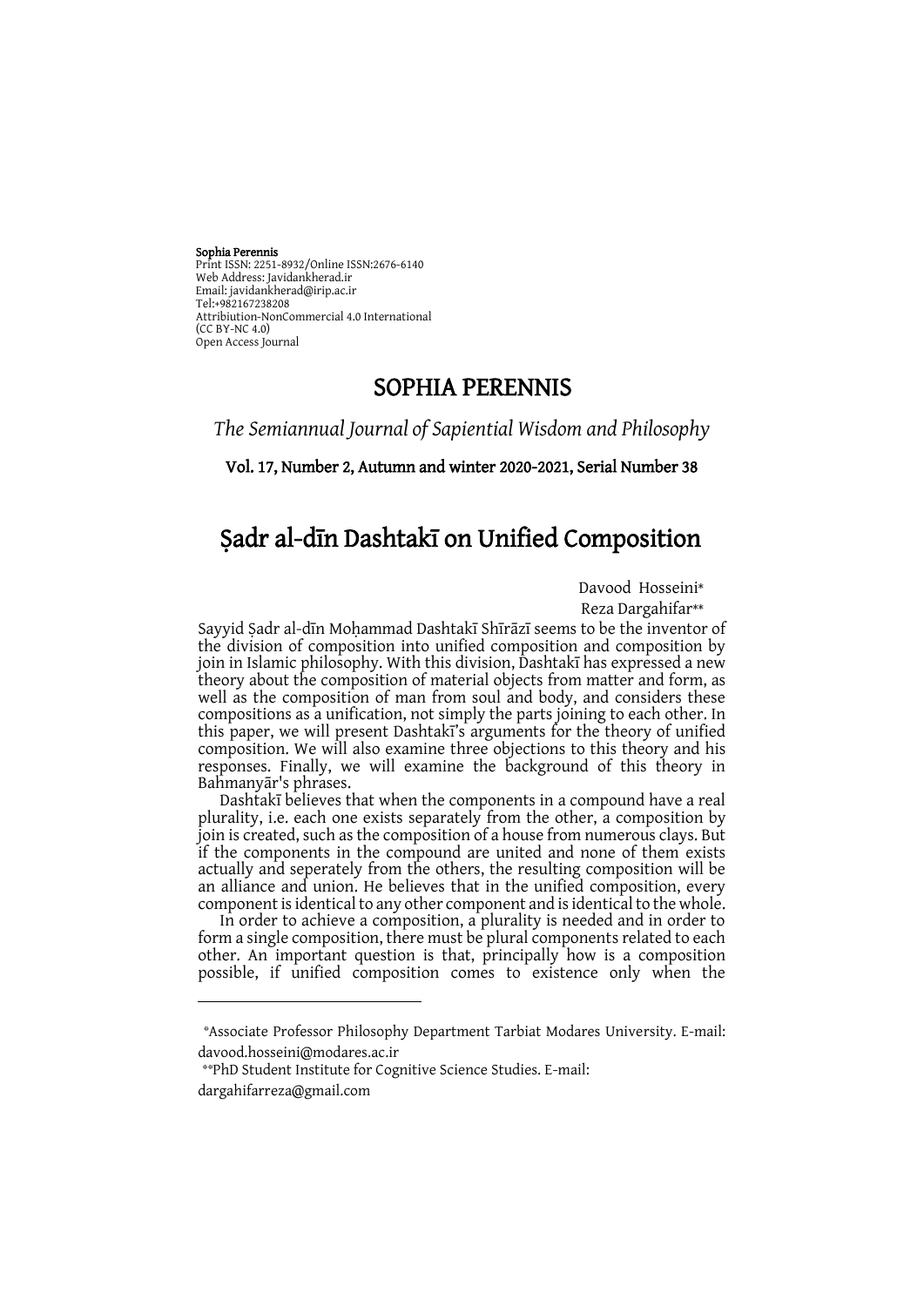**Sophia Perennis**
Print ISSN: 2251-8932/Online ISSN:2676-6140
Web Address: Javidankherad.ir
Email: javidankherad@irip.ac.ir
Tel:+982167238208
Attribiution-NonCommercial 4.0 International
(CC BY-NC 4.0)
Open Access Journal

# SOPHIA PERENNIS

*The Semiannual Journal of Sapiential Wisdom and Philosophy*

**Vol. 17, Number 2, Autumn and winter 2020-2021, Serial Number 38**

# Ṣadr al-dīn Dashtakī on Unified Composition

Davood Hosseini*
Reza Dargahifar**

Sayyid Ṣadr al-dīn Moḥammad Dashtakī Shīrāzī seems to be the inventor of the division of composition into unified composition and composition by join in Islamic philosophy. With this division, Dashtakī has expressed a new theory about the composition of material objects from matter and form, as well as the composition of man from soul and body, and considers these compositions as a unification, not simply the parts joining to each other. In this paper, we will present Dashtakī's arguments for the theory of unified composition. We will also examine three objections to this theory and his responses. Finally, we will examine the background of this theory in Bahmanyār's phrases.

Dashtakī believes that when the components in a compound have a real plurality, i.e. each one exists separately from the other, a composition by join is created, such as the composition of a house from numerous clays. But if the components in the compound are united and none of them exists actually and seperately from the others, the resulting composition will be an alliance and union. He believes that in the unified composition, every component is identical to any other component and is identical to the whole.

In order to achieve a composition, a plurality is needed and in order to form a single composition, there must be plural components related to each other. An important question is that, principally how is a composition possible, if unified composition comes to existence only when the

---

*Associate Professor Philosophy Department Tarbiat Modares University. E-mail: davood.hosseini@modares.ac.ir

**PhD Student Institute for Cognitive Science Studies. E-mail: dargahifarreza@gmail.com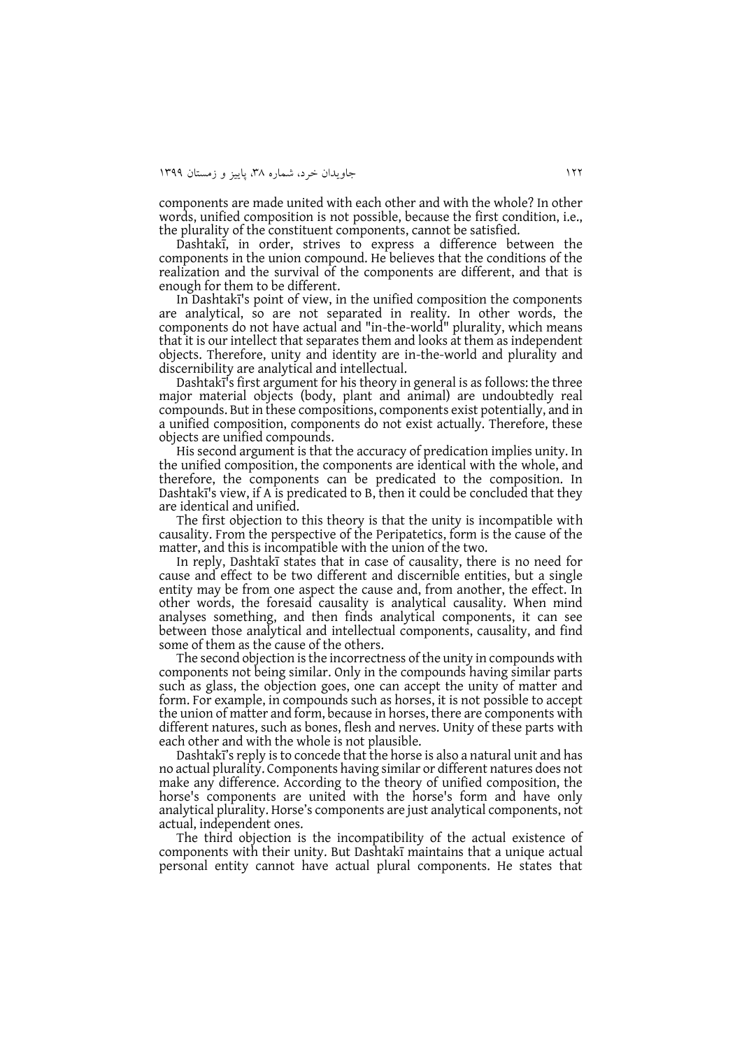components are made united with each other and with the whole? In other words, unified composition is not possible, because the first condition, i.e., the plurality of the constituent components, cannot be satisfied.

Dashtakī, in order, strives to express a difference between the components in the union compound. He believes that the conditions of the realization and the survival of the components are different, and that is enough for them to be different.

In Dashtakī's point of view, in the unified composition the components are analytical, so are not separated in reality. In other words, the components do not have actual and "in-the-world" plurality, which means that it is our intellect that separates them and looks at them as independent objects. Therefore, unity and identity are in-the-world and plurality and discernibility are analytical and intellectual.

Dashtakī's first argument for his theory in general is as follows: the three major material objects (body, plant and animal) are undoubtedly real compounds. But in these compositions, components exist potentially, and in a unified composition, components do not exist actually. Therefore, these objects are unified compounds.

His second argument is that the accuracy of predication implies unity. In the unified composition, the components are identical with the whole, and therefore, the components can be predicated to the composition. In Dashtakī's view, if A is predicated to B, then it could be concluded that they are identical and unified.

The first objection to this theory is that the unity is incompatible with causality. From the perspective of the Peripatetics, form is the cause of the matter, and this is incompatible with the union of the two.

In reply, Dashtakī states that in case of causality, there is no need for cause and effect to be two different and discernible entities, but a single entity may be from one aspect the cause and, from another, the effect. In other words, the foresaid causality is analytical causality. When mind analyses something, and then finds analytical components, it can see between those analytical and intellectual components, causality, and find some of them as the cause of the others.

The second objection is the incorrectness of the unity in compounds with components not being similar. Only in the compounds having similar parts such as glass, the objection goes, one can accept the unity of matter and form. For example, in compounds such as horses, it is not possible to accept the union of matter and form, because in horses, there are components with different natures, such as bones, flesh and nerves. Unity of these parts with each other and with the whole is not plausible.

Dashtakī's reply is to concede that the horse is also a natural unit and has no actual plurality. Components having similar or different natures does not make any difference. According to the theory of unified composition, the horse's components are united with the horse's form and have only analytical plurality. Horse's components are just analytical components, not actual, independent ones.

The third objection is the incompatibility of the actual existence of components with their unity. But Dashtakī maintains that a unique actual personal entity cannot have actual plural components. He states that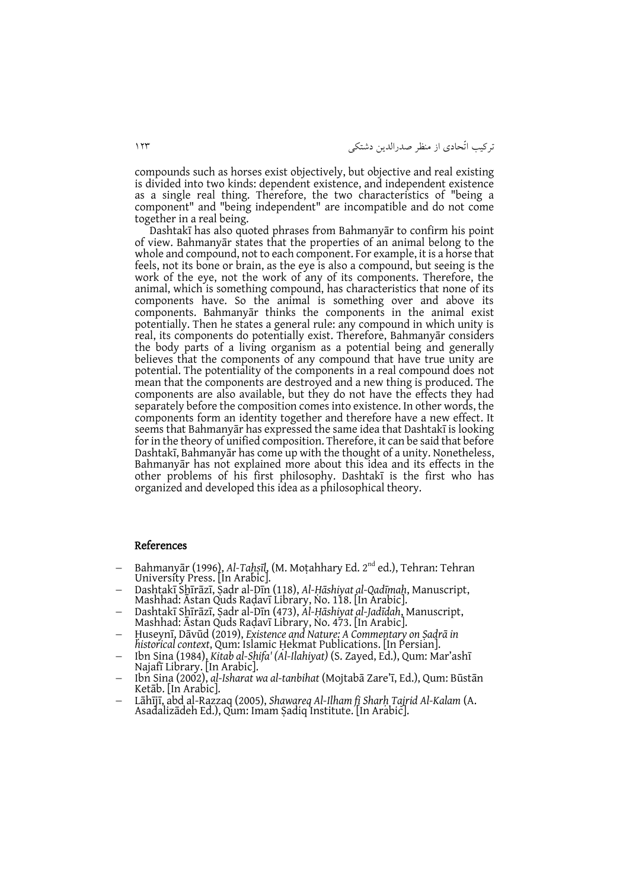compounds such as horses exist objectively, but objective and real existing is divided into two kinds: dependent existence, and independent existence as a single real thing. Therefore, the two characteristics of "being a component" and "being independent" are incompatible and do not come together in a real being.

Dashtakī has also quoted phrases from Bahmanyār to confirm his point of view. Bahmanyār states that the properties of an animal belong to the whole and compound, not to each component. For example, it is a horse that feels, not its bone or brain, as the eye is also a compound, but seeing is the work of the eye, not the work of any of its components. Therefore, the animal, which is something compound, has characteristics that none of its components have. So the animal is something over and above its components. Bahmanyār thinks the components in the animal exist potentially. Then he states a general rule: any compound in which unity is real, its components do potentially exist. Therefore, Bahmanyār considers the body parts of a living organism as a potential being and generally believes that the components of any compound that have true unity are potential. The potentiality of the components in a real compound does not mean that the components are destroyed and a new thing is produced. The components are also available, but they do not have the effects they had separately before the composition comes into existence. In other words, the components form an identity together and therefore have a new effect. It seems that Bahmanyār has expressed the same idea that Dashtakī is looking for in the theory of unified composition. Therefore, it can be said that before Dashtakī, Bahmanyār has come up with the thought of a unity. Nonetheless, Bahmanyār has not explained more about this idea and its effects in the other problems of his first philosophy. Dashtakī is the first who has organized and developed this idea as a philosophical theory.

## References

- Bahmanyār (1996), *Al-Taḥṣīl*, (M. Moṭahhary Ed. 2nd ed.), Tehran: Tehran University Press. [In Arabic].
- Dashtakī Shīrāzī, Ṣadr al-Dīn (118), *Al-Ḥāshiyat al-Qadīmah*, Manuscript, Mashhad: Āstan Quds Raḍavī Library, No. 118. [In Arabic].
- Dashtakī Shīrāzī, Ṣadr al-Dīn (473), *Al-Ḥāshiyat al-Jadīdah*, Manuscript, Mashhad: Āstan Quds Raḍavī Library, No. 473. [In Arabic].
- Ḥuseynī, Dāvūd (2019), *Existence and Nature: A Commentary on Ṣadrā in historical context*, Qum: Islamic Ḥekmat Publications. [In Persian].
- Ibn Sina (1984), *Kitab al-Shifa' (Al-Ilahiyat)* (S. Zayed, Ed.), Qum: Mar'ashī Najafī Library. [In Arabic].
- Ibn Sina (2002), *al-Isharat wa al-tanbihat* (Mojtabā Zare'ī, Ed.), Qum: Būstān Ketāb. [In Arabic].
- Lāhījī, abd al-Razzaq (2005), *Shawareq Al-Ilham fi Sharh Tajrid Al-Kalam* (A. Asadalizādeh Ed.), Qum: Imam Ṣadiq Institute. [In Arabic].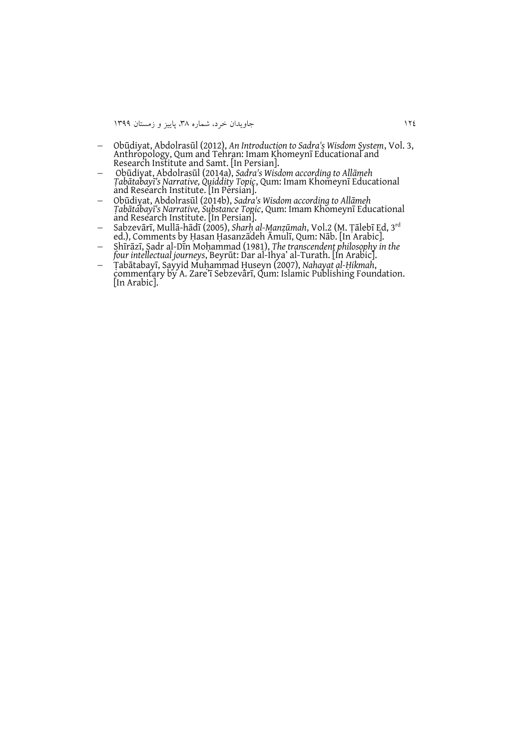- Obūdiyat, Abdolrasūl (2012), *An Introduction to Sadra's Wisdom System*, Vol. 3, Anthropology, Qum and Tehran: Imam Khomeynī Educational and Research Institute and Samt. [In Persian].
- Obūdiyat, Abdolrasūl (2014a), *Sadra's Wisdom according to Allāmeh Ṭabātabayī's Narrative, Quiddity Topic*, Qum: Imam Khomeynī Educational and Research Institute. [In Persian].
- Obūdiyat, Abdolrasūl (2014b), *Sadra's Wisdom according to Allāmeh Ṭabātabayī's Narrative, Substance Topic*, Qum: Imam Khomeynī Educational and Research Institute. [In Persian].
- Sabzevārī, Mullā-hādī (2005), *Sharḥ al-Manẓūmah*, Vol.2 (M. Ṭālebī Ed, 3rd ed.), Comments by Ḥasan Ḥasanzādeh Āmulī, Qum: Nāb. [In Arabic].
- Shīrāzī, Sadr al-Dīn Moḥammad (1981), *The transcendent philosophy in the four intellectual journeys*, Beyrūt: Dar al-Ihya' al-Turath. [In Arabic].
- Ṭabātabayī, Sayyid Muḥammad Ḥuseyn (2007), *Nahayat al-Ḥikmah*, commentary by A. Zare'ī Sebzevârī, Qum: Islamic Publishing Foundation. [In Arabic].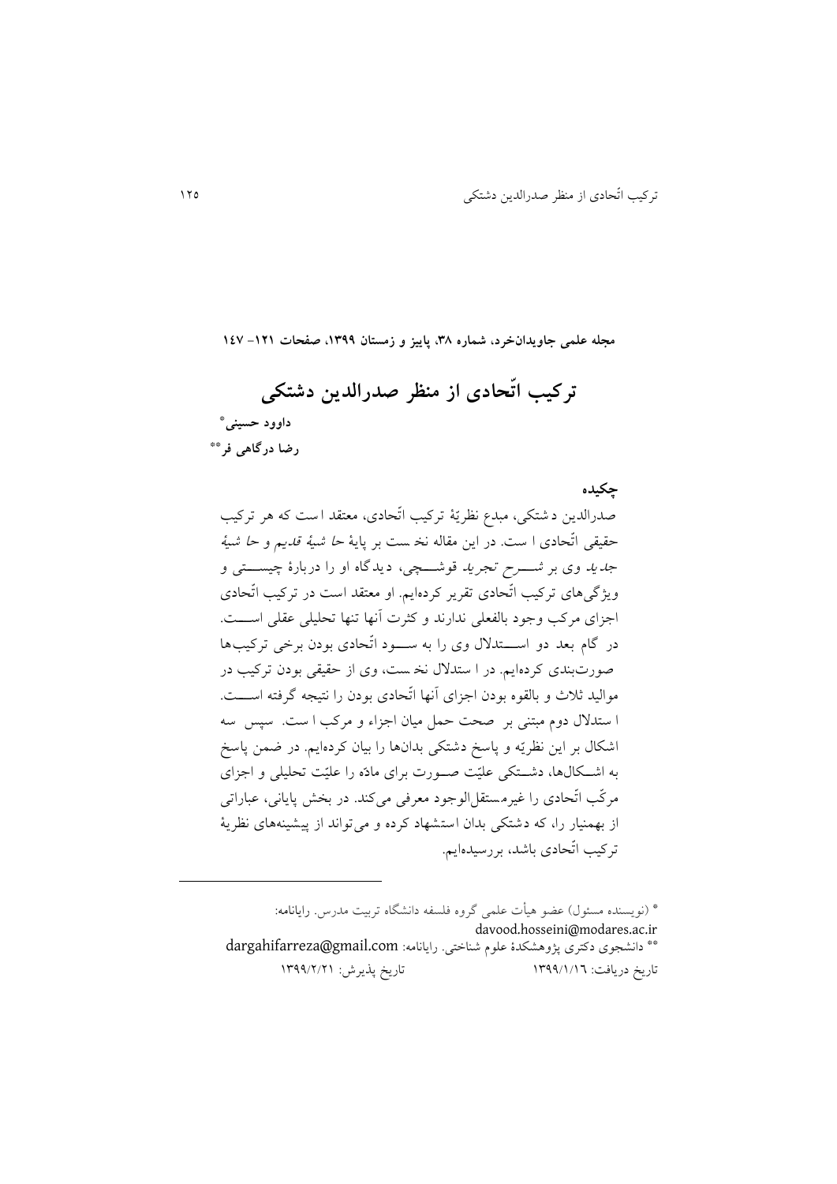**مجله علمی جاویدان‌خرد، شماره ۳۸، پاییز و زمستان ۱۳۹۹، صفحات ۱۲۱– ۱۴۷**

# ترکیب اتّحادی از منظر صدرالدین دشتکی

**داوود حسینی***

**رضا درگاهی فر****

## چکیده

صدرالدین دشتکی، مبدع نظریهٔ ترکیب اتّحادی، معتقد است که هر ترکیب حقیقی اتّحادی است. در این مقاله نخست بر پایهٔ *حاشیهٔ قدیم* و *حاشیهٔ جدید* وی بر *شرح تجرید* قوشچی، دیدگاه او را دربارهٔ چیستی و ویژگی‌های ترکیب اتّحادی تقریر کرده‌ایم. او معتقد است در ترکیب اتّحادی اجزای مرکب وجود بالفعلی ندارند و کثرت آنها تنها تحلیلی عقلی است. در گام بعد دو استدلال وی را به سود اتّحادی بودن برخی ترکیب‌ها صورت‌بندی کرده‌ایم. در استدلال نخست، وی از حقیقی بودن ترکیب در موالید ثلاث و بالقوه بودن اجزای آنها اتّحادی بودن را نتیجه گرفته است. استدلال دوم مبتنی بر صحت حمل میان اجزاء و مرکب است. سپس سه اشکال بر این نظریّه و پاسخ دشتکی بدان‌ها را بیان کرده‌ایم. در ضمن پاسخ به اشکال‌ها، دشتکی علیّت صورت برای مادّه را علیّت تحلیلی و اجزای مرکّب اتّحادی را غیرمستقل‌الوجود معرفی می‌کند. در بخش پایانی، عباراتی از بهمنیار را، که دشتکی بدان استشهاد کرده و می‌تواند از پیشینه‌های نظریهٔ ترکیب اتّحادی باشد، بررسیده‌ایم.

---

* (نویسنده مسئول) عضو هیأت علمی گروه فلسفه دانشگاه تربیت مدرس. رایانامه: davood.hosseini@modares.ac.ir

** دانشجوی دکتری پژوهشکدهٔ علوم شناختی. رایانامه: dargahifarreza@gmail.com

تاریخ دریافت: ۱۳۹۹/۱/۱۶ تاریخ پذیرش: ۱۳۹۹/۲/۲۱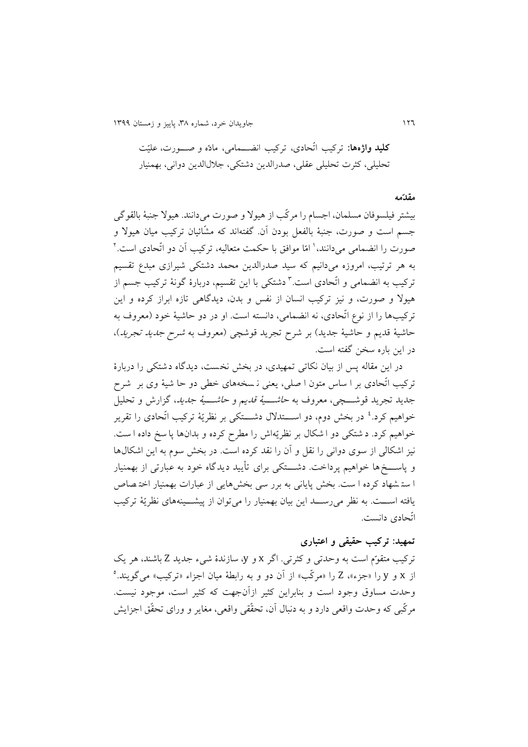**کلید واژه‌ها:** ترکیب اتّحادی، ترکیب انضمامی، مادّه و صورت، علیّت تحلیلی، کثرت تحلیلی عقلی، صدرالدین دشتکی، جلال‌الدین دوانی، بهمنیار

### مقدّمه

بیشتر فیلسوفان مسلمان، اجسام را مرکّب از هیولا و صورت می‌دانند. هیولا جنبهٔ بالقوگی جسم است و صورت، جنبهٔ بالفعل بودن آن. گفته‌اند که مشّائیان ترکیب میان هیولا و صورت را انضمامی می‌دانند،[1] امّا موافق با حکمت متعالیه، ترکیب آن دو اتّحادی است.[2] به هر ترتیب، امروزه می‌دانیم که سید صدرالدین محمد دشتکی شیرازی مبدع تقسیم ترکیب به انضمامی و اتّحادی است.[3] دشتکی با این تقسیم، دربارهٔ گونهٔ ترکیب جسم از هیولا و صورت، و نیز ترکیب انسان از نفس و بدن، دیدگاهی تازه ابراز کرده و این ترکیب‌ها را از نوع اتّحادی، نه انضمامی، دانسته است. او در دو حاشیهٔ خود (معروف به حاشیهٔ قدیم و حاشیهٔ جدید) بر شرح تجرید قوشچی (معروف به *شرح جدید تجرید*)، در این باره سخن گفته است.

در این مقاله پس از بیان نکاتی تمهیدی، در بخش نخست، دیدگاه دشتکی را دربارهٔ ترکیب اتّحادی بر اساس متون اصلی، یعنی نسخه‌های خطی دو حاشیهٔ وی بر شرح جدید تجرید قوشچی، معروف به *حاشیهٔ قدیم* و *حاشیهٔ جدید*، گزارش و تحلیل خواهیم کرد.[4] در بخش دوم، دو استدلال دشتکی بر نظریّهٔ ترکیب اتّحادی را تقریر خواهیم کرد. دشتکی دو اشکال بر نظریّه‌اش را مطرح کرده و بدان‌ها پاسخ داده است. نیز اشکالی از سوی دوانی را نقل و آن را نقد کرده است. در بخش سوم به این اشکال‌ها و پاسخ‌ها خواهیم پرداخت. دشتکی برای تأیید دیدگاه خود به عبارتی از بهمنیار استشهاد کرده است. بخش پایانی به بررسی بخش‌هایی از عبارات بهمنیار اختصاص یافته است. به نظر می‌رسد این بیان بهمنیار را می‌توان از پیشینه‌های نظریّهٔ ترکیب اتّحادی دانست.

### تمهید: ترکیب حقیقی و اعتباری

ترکیب متقوّم است به وحدتی و کثرتی. اگر x و y، سازندهٔ شیء جدید Z باشند، هر یک از x و y را «جزء»، Z را «مرکّب» از آن دو و به رابطهٔ میان اجزاء «ترکیب» می‌گویند.[5] وحدت مساوق وجود است و بنابراین کثیر ازآن‌جهت که کثیر است، موجود نیست. مرکّبی که وحدت واقعی دارد و به دنبال آن، تحقّقی واقعی، مغایر و ورای تحقّق اجزایش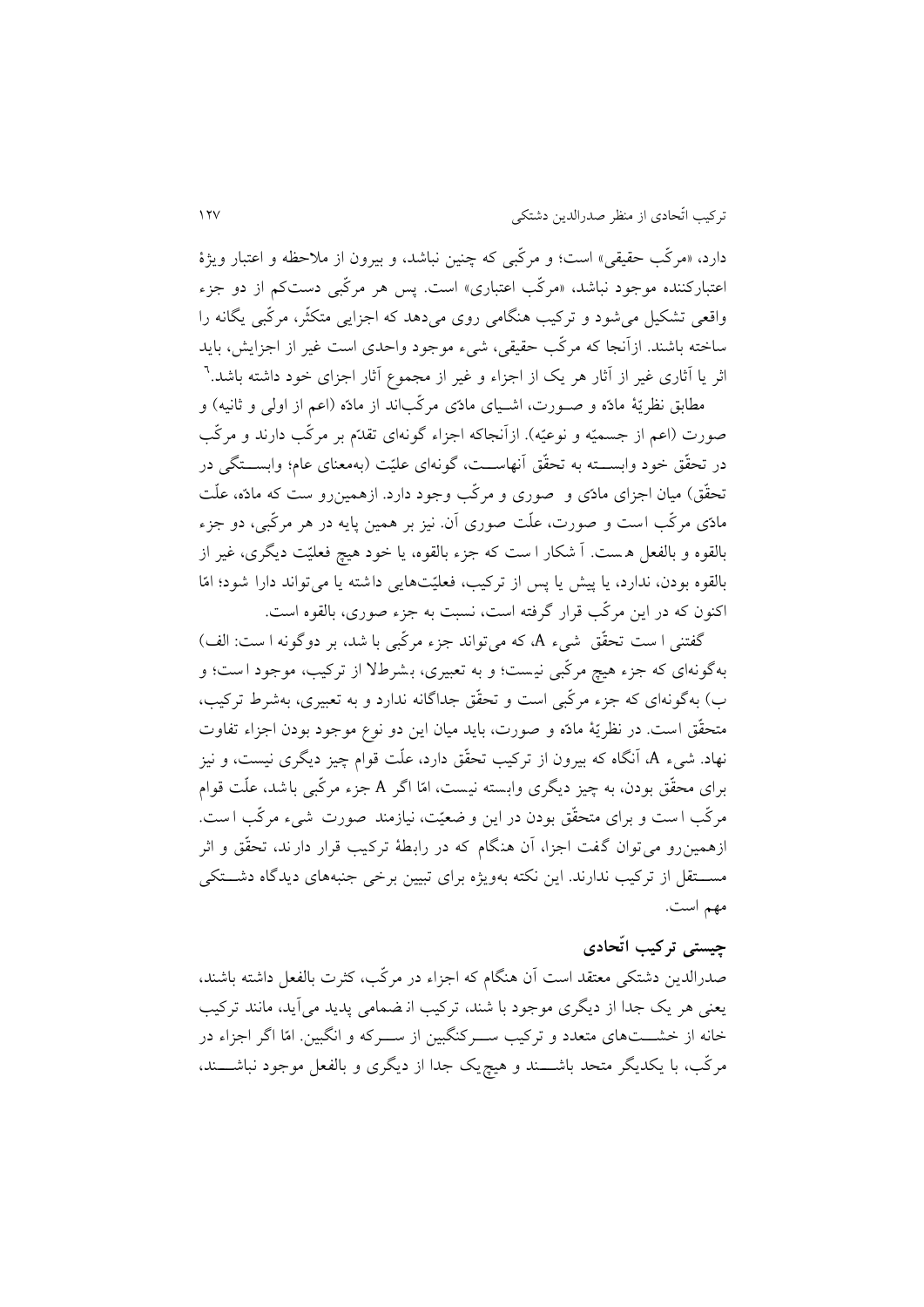دارد، «مرکّب حقیقی» است؛ و مرکّبی که چنین نباشد، و بیرون از ملاحظه و اعتبار ویژهٔ اعتبارکننده موجود نباشد، «مرکّب اعتباری» است. پس هر مرکّبی دست‌کم از دو جزء واقعی تشکیل می‌شود و ترکیب هنگامی روی می‌دهد که اجزایی متکثّر، مرکّبی یگانه را ساخته باشند. ازآنجا که مرکّب حقیقی، شیء موجود واحدی است غیر از اجزایش، باید اثر یا آثاری غیر از آثار هر یک از اجزاء و غیر از مجموع آثار اجزای خود داشته باشد.[6]

مطابق نظریهٔ مادّه و صورت، اشیای مادّی مرکّب‌اند از مادّه (اعم از اولی و ثانیه) و صورت (اعم از جسمیّه و نوعیّه). ازآنجاکه اجزاء گونه‌ای تقدّم بر مرکّب دارند و مرکّب در تحقّق خود وابسته به تحقّق آنهاست، گونه‌ای علیّت (به‌معنای عام؛ وابستگی در تحقّق) میان اجزای مادّی و صوری و مرکّب وجود دارد. ازهمین‌رو ست که مادّه، علّت مادّی مرکّب است و صورت، علّت صوری آن. نیز بر همین پایه در هر مرکّبی، دو جزء بالقوه و بالفعل هست. آشکار است که جزء بالقوه، یا خود هیچ فعلیّت دیگری، غیر از بالقوه بودن، ندارد، یا پیش یا پس از ترکیب، فعلیّت‌هایی داشته یا می‌تواند دارا شود؛ امّا اکنون که در این مرکّب قرار گرفته است، نسبت به جزء صوری، بالقوه است.

گفتنی است تحقّق شیء A، که می‌تواند جزء مرکّبی باشد، بر دوگونه است: الف) به‌گونه‌ای که جزء هیچ مرکّبی نیست؛ و به تعبیری، بشرطلا از ترکیب، موجود است؛ و ب) به‌گونه‌ای که جزء مرکّبی است و تحقّق جداگانه ندارد و به تعبیری، به‌شرط ترکیب، متحقّق است. در نظریهٔ مادّه و صورت، باید میان این دو نوع موجود بودن اجزاء تفاوت نهاد. شیء A، آنگاه که بیرون از ترکیب تحقّق دارد، علّت قوام چیز دیگری نیست، و نیز برای محقّق بودن، به چیز دیگری وابسته نیست، امّا اگر A جزء مرکّبی باشد، علّت قوام مرکّب است و برای متحقّق بودن در این وضعیّت، نیازمند صورت شیء مرکّب است. ازهمین‌رو می‌توان گفت اجزاء، آن هنگام که در رابطهٔ ترکیب قرار دارند، تحقّق و اثر مستقل از ترکیب ندارند. این نکته به‌ویژه برای تبیین برخی جنبه‌های دیدگاه دشتکی مهم است.

## چیستی ترکیب اتّحادی

صدرالدین دشتکی معتقد است آن هنگام که اجزاء در مرکّب، کثرت بالفعل داشته باشند، یعنی هر یک جدا از دیگری موجود باشند، ترکیب انضمامی پدید می‌آید، مانند ترکیب خانه از خشت‌های متعدد و ترکیب سرکنگبین از سرکه و انگبین. امّا اگر اجزاء در مرکّب، با یکدیگر متحد باشند و هیچ‌یک جدا از دیگری و بالفعل موجود نباشند،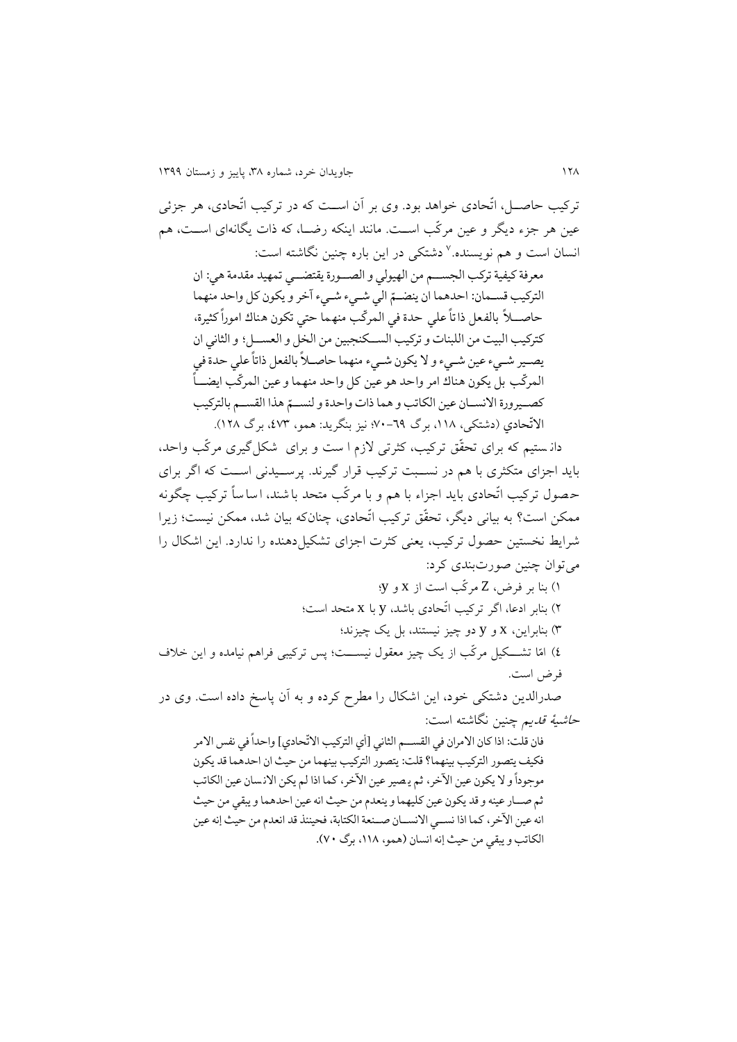ترکیب حاصـــل، اتّحادی خواهد بود. وی بر آن اســـت که در ترکیب اتّحادی، هر جزئی عین هر جزء دیگر و عین مرکّب اســـت. مانند اینکه رضـــا، که ذات یگانه‌ای اســـت، هم انسان است و هم نویسنده.[7] دشتکی در این باره چنین نگاشته است:

> معرفة کیفیة ترکب الجســـم من الهیولي و الصـــورة یقتضـــي تمهید مقدمة هي: ان الترکیب قســـمان: احدهما ان ینضـــمّ الي شـــيء شـــيء آخر و یکون کل واحد منهما حاصـــلاً بالفعل ذاتاً علي حدة في المرکّب منهما حتي تکون هناك اموراً کثیرة، کترکیب البیت من اللبنات و ترکیب الســـکنجبین من الخل و العســـل؛ و الثاني ان یصـــیر شـــيء عین شـــيء و لا یکون شـــيء منهما حاصـــلاً بالفعل ذاتاً علي حدة في المرکّب بل یکون هناك امر واحد هو عین کل واحد منهما و عین المرکّب ایضـــاً کصـــیرورة الانســـان عین الکاتب و هما ذات واحدة و لنســـمّ هذا القســـم بالترکیب الاتّحادي (دشتکی، ۱۱۸، برگ ۶۹-۷۰؛ نیز بنگرید: همو، ۴۷۳، برگ ۱۲۸).

دانستیم که برای تحقّق ترکیب، کثرتی لازم است و برای شکل‌گیری مرکّب واحد، باید اجزای متکثری با هم در نســـبت ترکیب قرار گیرند. پرســـیدنی اســـت که اگر برای حصول ترکیب اتّحادی باید اجزاء با هم و با مرکّب متحد باشند، اساساً ترکیب چگونه ممکن است؟ به بیانی دیگر، تحقّق ترکیب اتّحادی، چنان‌که بیان شد، ممکن نیست؛ زیرا شرایط نخستین حصول ترکیب، یعنی کثرت اجزای تشکیل‌دهنده را ندارد. این اشکال را می‌توان چنین صورت‌بندی کرد:

۱) بنا بر فرض، Z مرکّب است از x و y؛

۲) بنابر ادعا، اگر ترکیب اتّحادی باشد، y با x متحد است؛

۳) بنابراین، x و y دو چیز نیستند، بل یک چیزند؛

۴) امّا تشـــکیل مرکّب از یک چیز معقول نیســـت؛ پس ترکیبی فراهم نیامده و این خلاف فرض است.

صدرالدین دشتکی خود، این اشکال را مطرح کرده و به آن پاسخ داده است. وی در *حاشیهٔ قدیم* چنین نگاشته است:

> فان قلت: اذا کان الامران في القســـم الثاني [أي الترکیب الاتّحادي] واحداً في نفس الامر فکیف یتصور الترکیب بینهما؟ قلت: یتصور الترکیب بینهما من حیث ان احدهما قد یکون موجوداً و لا یکون عین الآخر، ثم یصیر عین الآخر، کما اذا لم یکن الانسان عین الکاتب ثم صـــار عینه و قد یکون عین کلیهما و ینعدم من حیث انه عین احدهما و یبقي من حیث انه عین الآخر، کما اذا نســـي الانســـان صـــنعة الکتابة، فحینئذ قد انعدم من حیث إنه عین الکاتب و یبقي من حیث إنه انسان (همو، ۱۱۸، برگ ۷۰).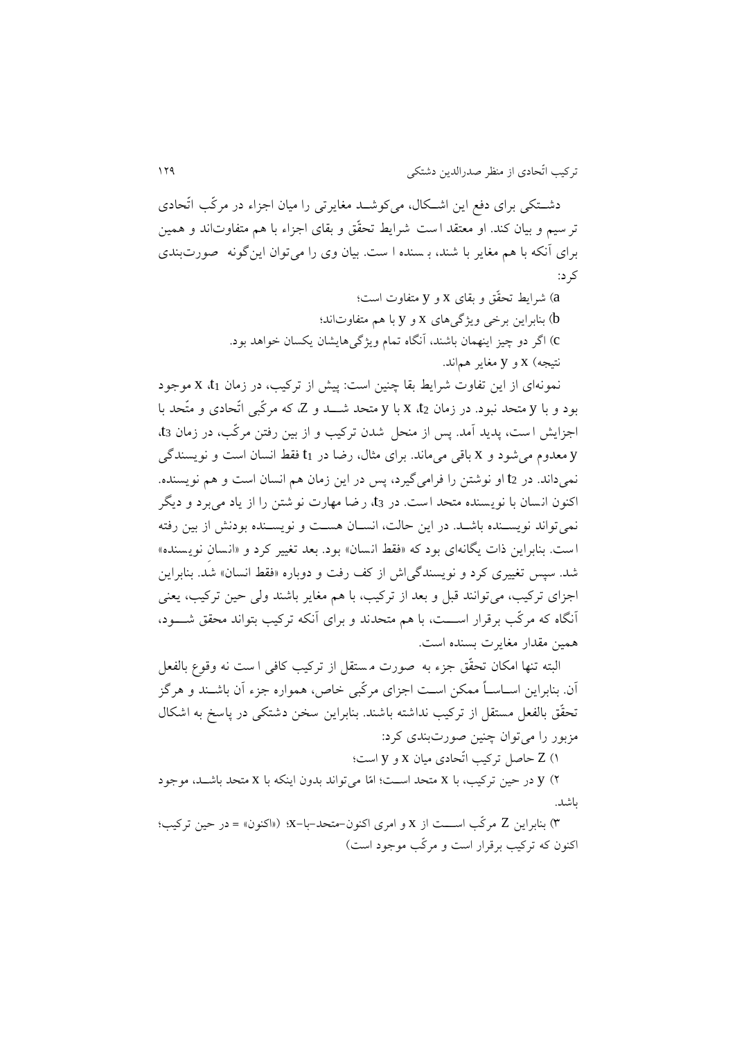دشـتکی برای دفع این اشـکال، می‌کوشـد مغایرتی را میان اجزاء در مرکّب اتّحادی ترسیم و بیان کند. او معتقد است شرایط تحقّق و بقای اجزاء با هم متفاوت‌اند و همین برای آنکه با هم مغایر باشند، بسنده است. بیان وی را می‌توان این‌گونه صورت‌بندی کرد:

a) شرایط تحقّق و بقای x و y متفاوت است؛

b) بنابراین برخی ویژگی‌های x و y با هم متفاوت‌اند؛

c) اگر دو چیز اینهمان باشند، آنگاه تمام ویژگی‌هایشان یکسان خواهد بود.

نتیجه) x و y مغایر هم‌اند.

نمونه‌ای از این تفاوت شرایط بقا چنین است: پیش از ترکیب، در زمان $t_1$، x موجود بود و با y متحد نبود. در زمان $t_2$، x با y متحد شـد و Z، که مرکّبی اتّحادی و متّحد با اجزایش است، پدید آمد. پس از منحل شدن ترکیب و از بین رفتن مرکّب، در زمان $t_3$، y معدوم می‌شود و x باقی می‌ماند. برای مثال، رضا در $t_1$ فقط انسان است و نویسندگی نمی‌داند. در $t_2$ او نوشتن را فرامی‌گیرد، پس در این زمان هم انسان است و هم نویسنده. اکنون انسان با نویسنده متحد است. در $t_3$، رضا مهارت نوشتن را از یاد می‌برد و دیگر نمی‌تواند نویسـنده باشـد. در این حالت، انسـان هسـت و نویسـنده بودنش از بین رفته است. بنابراین ذات یگانه‌ای بود که «فقط انسان» بود. بعد تغییر کرد و «انسانِ نویسنده» شد. سپس تغییری کرد و نویسندگی‌اش از کف رفت و دوباره «فقط انسان» شد. بنابراین اجزای ترکیب، می‌توانند قبل و بعد از ترکیب، با هم مغایر باشند ولی حین ترکیب، یعنی آنگاه که مرکّب برقرار اسـت، با هم متحدند و برای آنکه ترکیب بتواند محقق شـود، همین مقدار مغایرت بسنده است.

البته تنها امکان تحقّق جزء به صورت مستقل از ترکیب کافی است نه وقوع بالفعل آن. بنابراین اسـاساً ممکن اسـت اجزای مرکّبی خاص، همواره جزء آن باشـند و هرگز تحقّق بالفعل مستقل از ترکیب نداشته باشند. بنابراین سخن دشتکی در پاسخ به اشکال مزبور را می‌توان چنین صورت‌بندی کرد:

۱) Z حاصل ترکیب اتّحادی میان x و y است؛

۲) y در حین ترکیب، با x متحد اسـت؛ امّا می‌تواند بدون اینکه با x متحد باشـد، موجود باشد.

۳) بنابراین Z مرکّب اسـت از x و امری اکنون-متحد-با-x؛ («اکنون» = در حین ترکیب؛ اکنون که ترکیب برقرار است و مرکّب موجود است)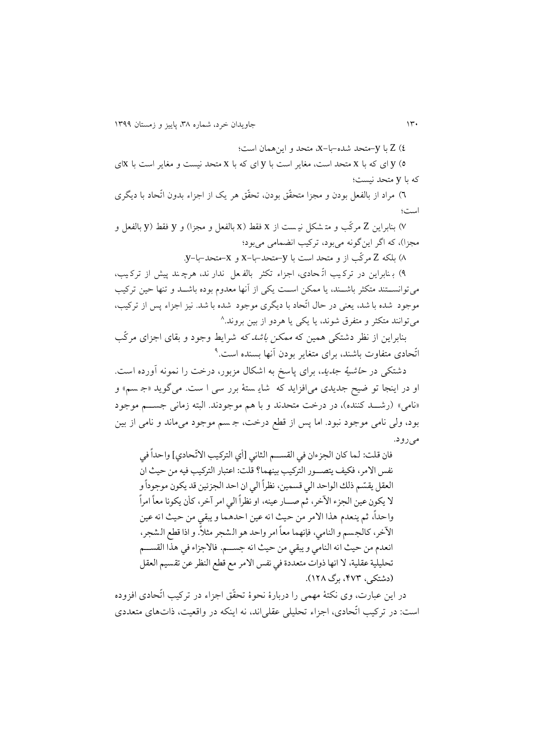۴) Z با y–متحد شده–با–x، متحد و این‌همان است؛

۵) y ای که با x متحد است، مغایر است با y ای که با x متحد نیست و مغایر است با xای که با y متحد نیست؛

۶) مراد از بالفعل بودن و مجزا متحقّق بودن، تحقّق هر یک از اجزاء بدون اتّحاد با دیگری است؛

۷) بنابراین Z مرکّب و متشکل نیست از x فقط (x بالفعل و مجزا) و y فقط (y بالفعل و مجزا)، که اگر این‌گونه می‌بود، ترکیب انضمامی می‌بود؛

۸) بلکه Z مرکّب از و متحد است با y–متحد–با–x و x–متحد–با–y.

۹) بنابراین در ترکیب اتّحادی، اجزاء تکثر بالفعل ندارند، هرچند پیش از ترکیب، می‌توانستند متکثر باشند، یا ممکن است یکی از آنها معدوم بوده باشد و تنها حین ترکیب موجود شده باشد، یعنی در حال اتّحاد با دیگری موجود شده باشد. نیز اجزاء پس از ترکیب، می‌توانند متکثر و متفرق شوند، یا یکی یا هردو از بین بروند.[8]

بنابراین از نظر دشتکی همین که *ممکن باشد* که شرایط وجود و بقای اجزای مرکّب اتّحادی متفاوت باشند، برای متغایر بودن آنها بسنده است.[9]

دشتکی در *حاشیهٔ جدید*، برای پاسخ به اشکال مزبور، درخت را نمونه آورده است. او در اینجا توضیح جدیدی می‌افزاید که شایستهٔ بررسی است. می‌گوید «جسم» و «نامی» (رشدکننده)، در درخت متحدند و با هم موجودند. البته زمانی جسم موجود بود، ولی نامی موجود نبود. اما پس از قطع درخت، جسم موجود می‌ماند و نامی از بین می‌رود.

> فان قلت: لما كان الجزءان في القسم الثاني [أي التركيب الاتّحادي] واحداً في نفس الامر، فكيف يتصور التركيب بينهما؟ قلت: اعتبار التركيب فيه من حيث ان العقل يقسّم ذلك الواحد الي قسمين، نظراً الي ان احد الجزئين قد يكون موجوداً و لا يكون عين الجزء الآخر، ثم صار عينه، او نظراً الي امر آخر، كأن يكونا معاً امراً واحداً، ثم ينعدم هذا الامر من حيث انه عين احدهما و يبقي من حيث انه عين الآخر، كالجسم و النامي، فإنهما معاً امر واحد هو الشجر مثلاً. و اذا قطع الشجر، انعدم من حيث انه النامي و يبقي من حيث انه جسم. فالاجزاء في هذا القسم تحليلية عقلية، لا انها ذوات متعددة في نفس الامر مع قطع النظر عن تقسيم العقل (دشتکی، ۴۷۳، برگ ۱۲۸).

در این عبارت، وی نکتهٔ مهمی را دربارهٔ نحوهٔ تحقّق اجزاء در ترکیب اتّحادی افزوده است: در ترکیب اتّحادی، اجزاء تحلیلی عقلی‌اند، نه اینکه در واقعیت، ذات‌های متعددی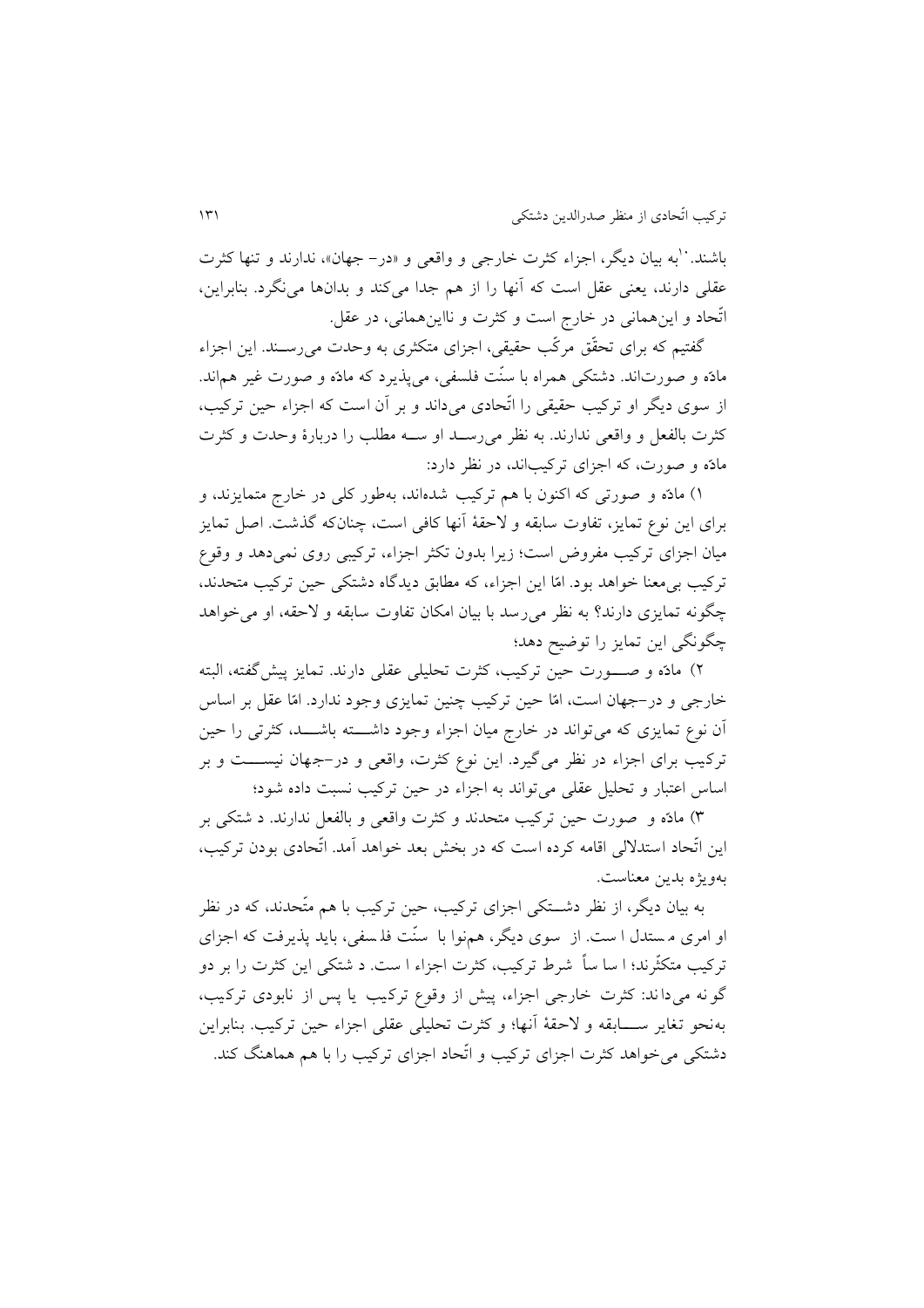باشند.[10] به بیان دیگر، اجزاء کثرت خارجی و واقعی و «در- جهان»، ندارند و تنها کثرت عقلی دارند، یعنی عقل است که آنها را از هم جدا می‌کند و بدان‌ها می‌نگرد. بنابراین، اتّحاد و این‌همانی در خارج است و کثرت و نااین‌همانی، در عقل.

گفتیم که برای تحقّق مرکّب حقیقی، اجزای متکثری به وحدت می‌رسند. این اجزاء مادّه و صورت‌اند. دشتکی همراه با سنّت فلسفی، می‌پذیرد که مادّه و صورت غیر هم‌اند. از سوی دیگر او ترکیب حقیقی را اتّحادی می‌داند و بر آن است که اجزاء حین ترکیب، کثرت بالفعل و واقعی ندارند. به نظر می‌رسد او سه مطلب را دربارهٔ وحدت و کثرت مادّه و صورت، که اجزای ترکیب‌اند، در نظر دارد:

۱) مادّه و صورتی که اکنون با هم ترکیب شده‌اند، به‌طور کلی در خارج متمایزند، و برای این نوع تمایز، تفاوت سابقه و لاحقهٔ آنها کافی است، چنان‌که گذشت. اصل تمایز میان اجزای ترکیب مفروض است؛ زیرا بدون تکثر اجزاء، ترکیبی روی نمی‌دهد و وقوع ترکیب بی‌معنا خواهد بود. امّا این اجزاء، که مطابق دیدگاه دشتکی حین ترکیب متحدند، چگونه تمایزی دارند؟ به نظر می‌رسد با بیان امکان تفاوت سابقه و لاحقه، او می‌خواهد چگونگی این تمایز را توضیح دهد؛

۲) مادّه و صورت حین ترکیب، کثرت تحلیلی عقلی دارند. تمایز پیش‌گفته، البته خارجی و در-جهان است، امّا حین ترکیب چنین تمایزی وجود ندارد. امّا عقل بر اساس آن نوع تمایزی که می‌تواند در خارج میان اجزاء وجود داشته باشد، کثرتی را حین ترکیب برای اجزاء در نظر می‌گیرد. این نوع کثرت، واقعی و در-جهان نیست و بر اساس اعتبار و تحلیل عقلی می‌تواند به اجزاء در حین ترکیب نسبت داده شود؛

۳) مادّه و صورت حین ترکیب متحدند و کثرت واقعی و بالفعل ندارند. دشتکی بر این اتّحاد استدلالی اقامه کرده است که در بخش بعد خواهد آمد. اتّحادی بودن ترکیب، به‌ویژه بدین معناست.

به بیان دیگر، از نظر دشتکی اجزای ترکیب، حین ترکیب با هم متّحدند، که در نظر او امری مستدل است. از سوی دیگر، همنوا با سنّت فلسفی، باید پذیرفت که اجزای ترکیب متکثّرند؛ اساساً شرط ترکیب، کثرت اجزاء است. دشتکی این کثرت را بر دو گونه می‌داند: کثرت خارجی اجزاء، پیش از وقوع ترکیب یا پس از نابودی ترکیب، به‌نحو تغایر سابقه و لاحقهٔ آنها؛ و کثرت تحلیلی عقلی اجزاء حین ترکیب. بنابراین دشتکی می‌خواهد کثرت اجزای ترکیب و اتّحاد اجزای ترکیب را با هم هماهنگ کند.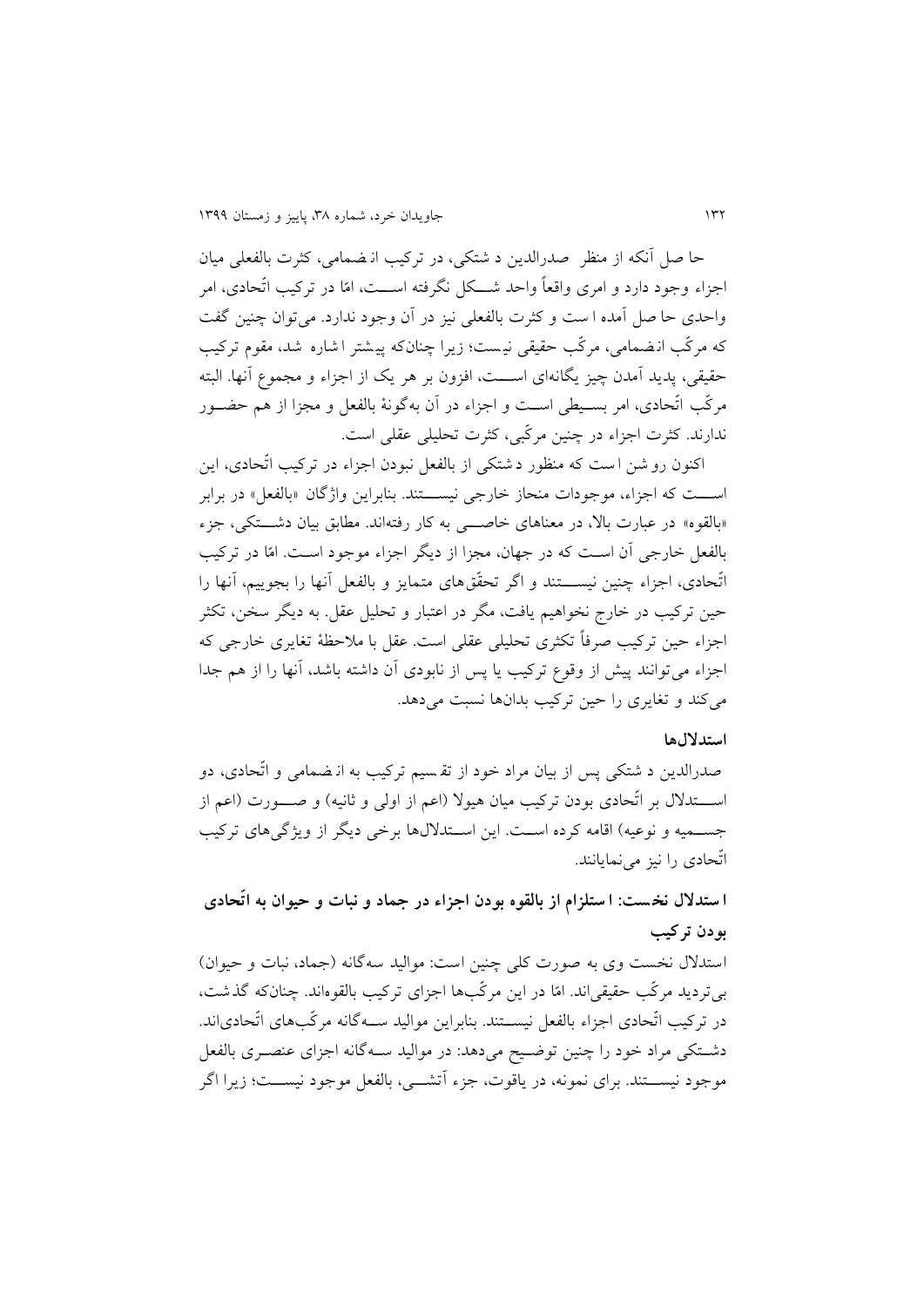حاصل آنکه از منظر صدرالدین دشتکی، در ترکیب انضمامی، کثرت بالفعلی میان اجزاء وجود دارد و امری واقعاً واحد شکل نگرفته است، امّا در ترکیب اتّحادی، امر واحدی حاصل آمده است و کثرت بالفعلی نیز در آن وجود ندارد. می‌توان چنین گفت که مرکّب انضمامی، مرکّب حقیقی نیست؛ زیرا چنان‌که پیشتر اشاره شد، مقوم ترکیب حقیقی، پدید آمدن چیز یگانه‌ای است، افزون بر هر یک از اجزاء و مجموع آنها. البته مرکّب اتّحادی، امر بسیطی است و اجزاء در آن به‌گونهٔ بالفعل و مجزا از هم حضور ندارند. کثرت اجزاء در چنین مرکّبی، کثرت تحلیلی عقلی است.

اکنون روشن است که منظور دشتکی از بالفعل نبودن اجزاء در ترکیب اتّحادی، این است که اجزاء، موجودات منحاز خارجی نیستند. بنابراین واژگان «بالفعل» در برابر «بالقوه» در عبارت بالا، در معناهای خاصی به کار رفته‌اند. مطابق بیان دشتکی، جزء بالفعل خارجی آن است که در جهان، مجزا از دیگر اجزاء موجود است. امّا در ترکیب اتّحادی، اجزاء چنین نیستند و اگر تحقّق‌های متمایز و بالفعل آنها را بجوییم، آنها را حین ترکیب در خارج نخواهیم یافت، مگر در اعتبار و تحلیل عقل. به دیگر سخن، تکثر اجزاء حین ترکیب صرفاً تکثری تحلیلی عقلی است. عقل با ملاحظهٔ تغایری خارجی که اجزاء می‌توانند پیش از وقوع ترکیب یا پس از نابودی آن داشته باشد، آنها را از هم جدا می‌کند و تغایری را حین ترکیب بدان‌ها نسبت می‌دهد.

## استدلال‌ها

صدرالدین دشتکی پس از بیان مراد خود از تقسیم ترکیب به انضمامی و اتّحادی، دو استدلال بر اتّحادی بودن ترکیب میان هیولا (اعم از اولی و ثانیه) و صورت (اعم از جسمیه و نوعیه) اقامه کرده است. این استدلال‌ها برخی دیگر از ویژگی‌های ترکیب اتّحادی را نیز می‌نمایانند.

### استدلال نخست: استلزام از بالقوه بودن اجزاء در جماد و نبات و حیوان به اتّحادی بودن ترکیب

استدلال نخست وی به صورت کلی چنین است: موالید سه‌گانه (جماد، نبات و حیوان) بی‌تردید مرکّب حقیقی‌اند. امّا در این مرکّب‌ها اجزای ترکیب بالقوه‌اند. چنان‌که گذشت، در ترکیب اتّحادی اجزاء بالفعل نیستند. بنابراین موالید سه‌گانه مرکّب‌های اتّحادی‌اند. دشتکی مراد خود را چنین توضیح می‌دهد: در موالید سه‌گانه اجزای عنصری بالفعل موجود نیستند. برای نمونه، در یاقوت، جزء آتشی، بالفعل موجود نیست؛ زیرا اگر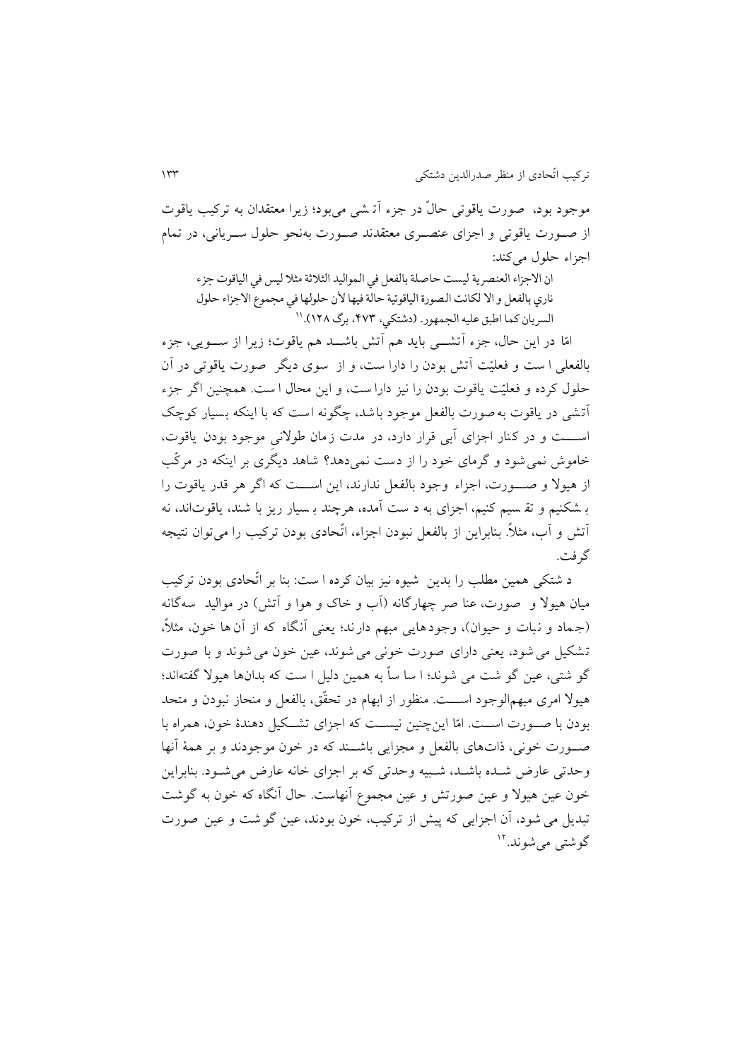موجود بود، صورت یاقوتی حالّ در جزء آتشی می‌بود؛ زیرا معتقدان به ترکیب یاقوت از صورت یاقوتی و اجزای عنصری معتقدند صورت به‌نحو حلول سریانی، در تمام اجزاء حلول می‌کند:

ان الاجزاء العنصرية ليست حاصلة بالفعل في المواليد الثلاثة مثلا ليس في الياقوت جزء ناري بالفعل و الا لكانت الصورة الياقوتية حالة فيها لأن حلولها في مجموع الاجزاء حلول السريان كما اطبق عليه الجمهور. (دشتکی، ۴۷۳، برگ ۱۲۸).[11]

امّا در این حال، جزء آتشی باید هم آتش باشد هم یاقوت؛ زیرا از سویی، جزء بالفعلی است و فعلیّت آتش بودن را داراست، و از سوی دیگر صورت یاقوتی در آن حلول کرده و فعلیّت یاقوت بودن را نیز داراست، و این محال است. همچنین اگر جزء آتشی در یاقوت به‌صورت بالفعل موجود باشد، چگونه است که با اینکه بسیار کوچک است و در کنار اجزای آبی قرار دارد، در مدت زمان طولانیِ موجود بودن یاقوت، خاموش نمی‌شود و گرمای خود را از دست نمی‌دهد؟ شاهد دیگری بر اینکه در مرکّب از هیولا و صورت، اجزاء وجود بالفعل ندارند، این است که اگر هر قدر یاقوت را بشکنیم و تقسیم کنیم، اجزای به‌دست‌آمده، هرچند بسیار ریز باشند، یاقوت‌اند، نه آتش و آب، مثلاً. بنابراین از بالفعل نبودن اجزاء، اتّحادی بودن ترکیب را می‌توان نتیجه گرفت.

دشتکی همین مطلب را بدین شیوه نیز بیان کرده است: بنا بر اتّحادی بودن ترکیب میان هیولا و صورت، عناصر چهارگانه (آب و خاک و هوا و آتش) در موالید سه‌گانه (جماد و نبات و حیوان)، وجودهایی مبهم دارند؛ یعنی آنگاه که از آن‌ها خون، مثلاً، تشکیل می‌شود، یعنی دارای صورت خونی می‌شوند، عین خون می‌شوند و با صورت گوشتی، عین گوشت می‌شوند؛ اساساً به همین دلیل است که بدان‌ها هیولا گفته‌اند؛ هیولا امری مبهم‌الوجود است. منظور از ابهام در تحقّق، بالفعل و منحاز نبودن و متحد بودن با صورت است. امّا این‌چنین نیست که اجزای تشکیل دهندهٔ خون، همراه با صورت خونی، ذات‌های بالفعل و مجزایی باشند که در خون موجودند و بر همهٔ آنها وحدتی عارض شده باشد، شبیه وحدتی که بر اجزای خانه عارض می‌شود. بنابراین خون عین هیولا و عین صورتش و عین مجموع آنهاست. حال آنگاه که خون به گوشت تبدیل می‌شود، آن اجزایی که پیش از ترکیب، خون بودند، عین گوشت و عین صورت گوشتی می‌شوند.[12]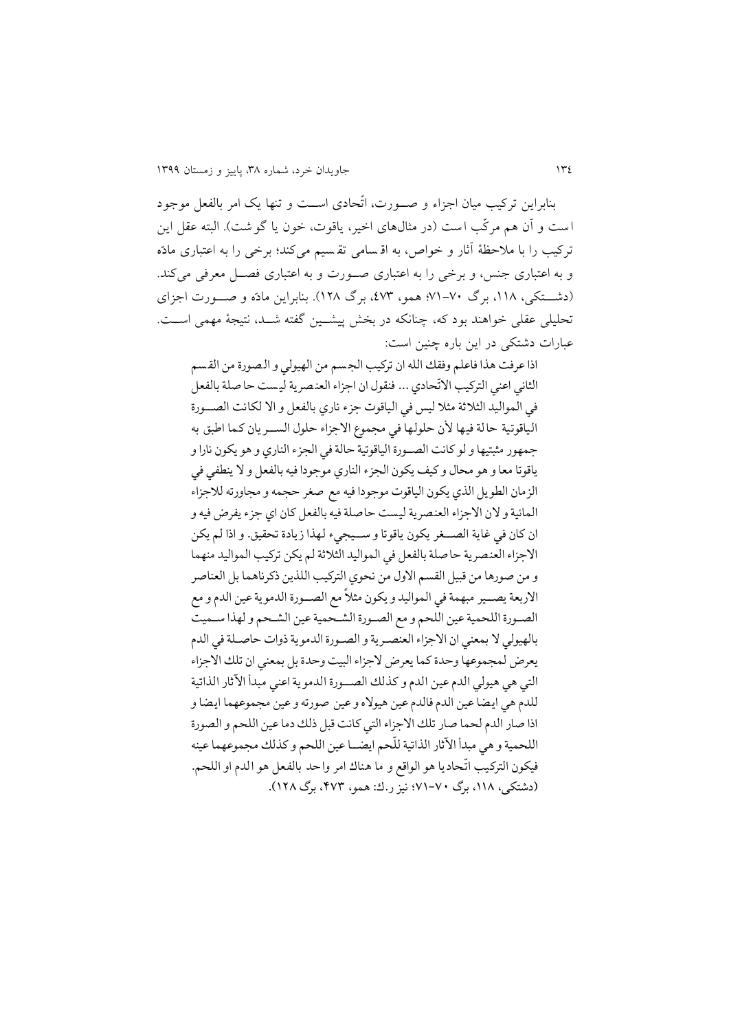بنابراین ترکیب میان اجزاء و صورت، اتّحادی است و تنها یک امر بالفعل موجود است و آن هم مرکّب است (در مثال‌های اخیر، یاقوت، خون یا گوشت). البته عقل این ترکیب را با ملاحظهٔ آثار و خواص، به اقسامی تقسیم می‌کند؛ برخی را به اعتباری مادّه و به اعتباری جنس، و برخی را به اعتباری صورت و به اعتباری فصل معرفی می‌کند. (دشتکی، ۱۱۸، برگ ۷۰-۷۱؛ همو، ٤٧٣، برگ ۱۲۸). بنابراین مادّه و صورت اجزای تحلیلی عقلی خواهند بود که، چنانکه در بخش پیشین گفته شد، نتیجهٔ مهمی است. عبارات دشتکی در این باره چنین است:

> اذا عرفت هذا فاعلم وفقك الله ان تركيب الجسم من الهيولي و الصورة من القسم الثاني اعني التركيب الاتّحادي ... فنقول ان اجزاء العنصرية ليست حاصلة بالفعل في المواليد الثلاثة مثلا ليس في الياقوت جزء ناري بالفعل و الا لكانت الصورة الياقوتية حالة فيها لأن حلولها في مجموع الاجزاء حلول السريان كما اطبق به جمهور مثبتيها و لو كانت الصورة الياقوتية حالة في الجزء الناري و هو يكون نارا و ياقوتا معا و هو محال و كيف يكون الجزء الناري موجودا فيه بالفعل و لا ينطفي في الزمان الطويل الذي يكون الياقوت موجودا فيه مع صغر حجمه و مجاورته للاجزاء المائية و لان الاجزاء العنصرية ليست حاصلة فيه بالفعل كان اي جزء يفرض فيه و ان كان في غاية الصغر يكون ياقوتا و سيجيء لهذا زيادة تحقيق. و اذا لم يكن الاجزاء العنصرية حاصلة بالفعل في المواليد الثلاثة لم يكن تركيب المواليد منهما و من صورها من قبيل القسم الاول من نحوي التركيب اللذين ذكرناهما بل العناصر الاربعة يصير مبهمة في المواليد و يكون مثلاً مع الصورة الدموية عين الدم و مع الصورة اللحمية عين اللحم و مع الصورة الشحمية عين الشحم و لهذا سميت بالهيولي لا بمعني ان الاجزاء العنصرية و الصورة الدموية ذوات حاصلة في الدم يعرض لمجموعها وحدة كما يعرض لاجزاء البيت وحدة بل بمعني ان تلك الاجزاء التي هي هيولي الدم عين الدم و كذلك الصورة الدموية اعني مبدأ الآثار الذاتية للدم هي ايضا عين الدم فالدم عين هيولاه و عين صورته و عين مجموعهما ايضا و اذا صار الدم لحما صار تلك الاجزاء التي كانت قبل ذلك دما عين اللحم و الصورة اللحمية و هي مبدأ الآثار الذاتية للّحم ايضا عين اللحم و كذلك مجموعهما عينه فيكون التركيب اتّحاديا هو الواقع و ما هناك امر واحد بالفعل هو الدم او اللحم. (دشتکی، ۱۱۸، برگ ۷۰-۷۱؛ نیز ر.ك: همو، ٤٧٣، برگ ۱۲۸).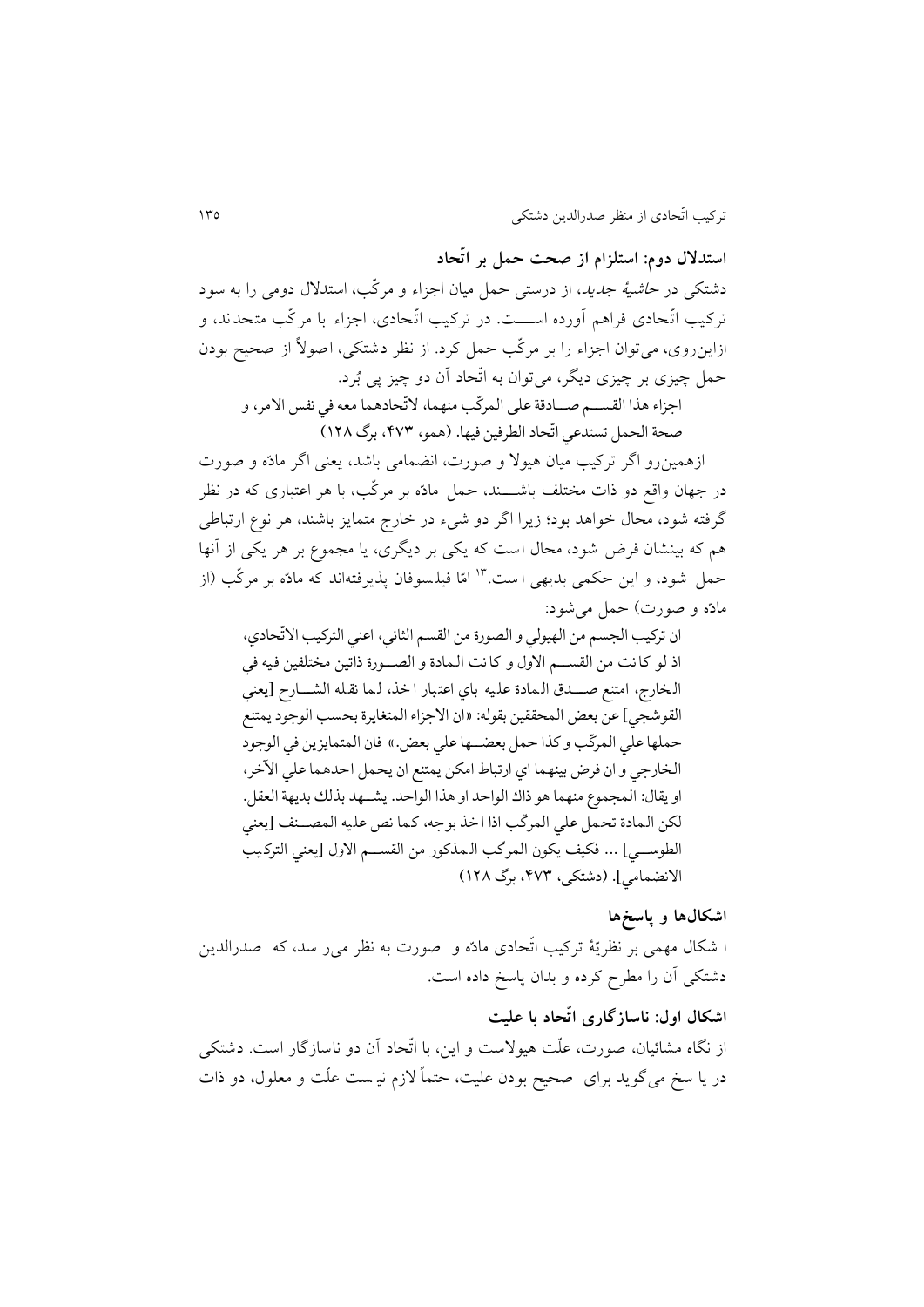### استدلال دوم: استلزام از صحت حمل بر اتّحاد

دشتکی در *حاشیهٔ جدید*، از درستی حمل میان اجزاء و مرکّب، استدلال دومی را به سود ترکیب اتّحادی فراهم آورده است. در ترکیب اتّحادی، اجزاء با مرکّب متحدند، و ازاین‌روی، می‌توان اجزاء را بر مرکّب حمل کرد. از نظر دشتکی، اصولاً از صحیح بودن حمل چیزی بر چیزی دیگر، می‌توان به اتّحاد آن دو چیز پی بُرد.

> اجزاء هذا القسم صادقة علی المرکّب منهما، لاتّحادهما معه في نفس الامر، و صحة الحمل تستدعي اتّحاد الطرفین فیها. (همو، ۴۷۳، برگ ۱۲۸)

ازهمین‌رو اگر ترکیب میان هیولا و صورت، انضمامی باشد، یعنی اگر مادّه و صورت در جهان واقع دو ذات مختلف باشند، حمل مادّه بر مرکّب، با هر اعتباری که در نظر گرفته شود، محال خواهد بود؛ زیرا اگر دو شیء در خارج متمایز باشند، هر نوع ارتباطی هم که بینشان فرض شود، محال است که یکی بر دیگری، یا مجموع بر هر یکی از آنها حمل شود، و این حکمی بدیهی است.[۱۳] امّا فیلسوفان پذیرفته‌اند که مادّه بر مرکّب (از مادّه و صورت) حمل می‌شود:

> ان ترکیب الجسم من الهیولي و الصورة من القسم الثاني، اعني الترکیب الاتّحادي، اذ لو کانت من القسم الاول و کانت المادة و الصورة ذاتین مختلفین فیه في الخارج، امتنع صدق المادة علیه باي اعتبار اخذ، لما نقله الشارح [یعني القوشجي] عن بعض المحققین بقوله: «ان الاجزاء المتغایرة بحسب الوجود یمتنع حملها علی المرکّب و کذا حمل بعضها علی بعض.» فان المتمایزین في الوجود الخارجي و ان فرض بینهما اي ارتباط امکن یمتنع ان یحمل احدهما علی الآخر، او یقال: المجموع منهما هو ذاك الواحد او هذا الواحد. یشهد بذلك بدیهة العقل. لکن المادة تحمل علی المرکّب اذا اخذ بوجه، کما نص علیه المصنف [یعني الطوسي] ... فکیف یکون المرکّب المذکور من القسم الاول [یعني الترکیب الانضمامي]. (دشتکی، ۴۷۳، برگ ۱۲۸)

## اشکال‌ها و پاسخ‌ها

ا شکال مهمی بر نظریهٔ ترکیب اتّحادی مادّه و صورت به نظر می‌رسد، که صدرالدین دشتکی آن را مطرح کرده و بدان پاسخ داده است.

### اشکال اول: ناسازگاری اتّحاد با علیت

از نگاه مشائیان، صورت، علّت هیولاست و این، با اتّحاد آن دو ناسازگار است. دشتکی در پاسخ می‌گوید برای صحیح بودن علیت، حتماً لازم نیست علّت و معلول، دو ذات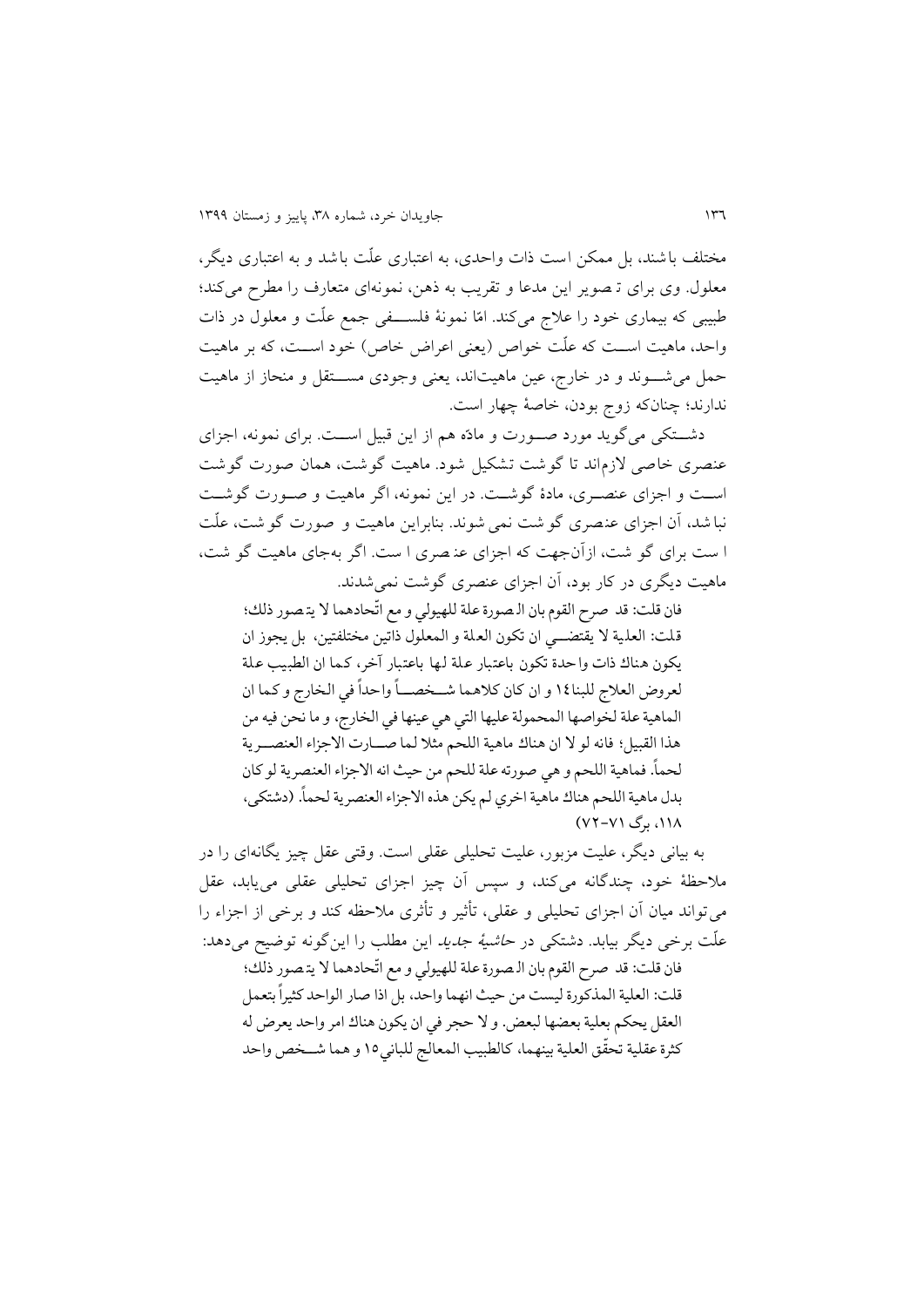مختلف باشند، بل ممکن است ذات واحدی، به اعتباری علّت باشد و به اعتباری دیگر، معلول. وی برای تصویر این مدعا و تقریب به ذهن، نمونه‌ای متعارف را مطرح می‌کند؛ طبیبی که بیماری خود را علاج می‌کند. امّا نمونهٔ فلسفی جمع علّت و معلول در ذات واحد، ماهیت است که علّت خواص (یعنی اعراض خاص) خود است، که بر ماهیت حمل می‌شوند و در خارج، عین ماهیت‌اند، یعنی وجودی مستقل و منحاز از ماهیت ندارند؛ چنان‌که زوج بودن، خاصهٔ چهار است.

دشتکی می‌گوید مورد صورت و مادّه هم از این قبیل است. برای نمونه، اجزای عنصری خاصی لازم‌اند تا گوشت تشکیل شود. ماهیت گوشت، همان صورت گوشت است و اجزای عنصری، مادهٔ گوشت. در این نمونه، اگر ماهیت و صورت گوشت نباشد، آن اجزای عنصری گوشت نمی شوند. بنابراین ماهیت و صورت گوشت، علّت است برای گوشت، ازآن‌جهت که اجزای عنصری است. اگر به‌جای ماهیت گوشت، ماهیت دیگری در کار بود، آن اجزای عنصری گوشت نمی‌شدند.

> فان قلت: قد صرح القوم بان الصورة علة للهيولي و مع اتّحادهما لا يتصور ذلك؛ قلت: العلية لا يقتضي ان تكون العلة و المعلول ذاتين مختلفتين، بل يجوز ان يكون هناك ذات واحدة تكون باعتبار علة لها باعتبار آخر، كما ان الطبيب علة لعروض العلاج للبنا[14] و ان كان كلاهما شخصاً واحداً في الخارج و كما ان الماهية علة لخواصها المحمولة عليها التي هي عينها في الخارج، و ما نحن فيه من هذا القبيل؛ فانه لو لا ان هناك ماهية اللحم مثلا لما صارت الاجزاء العنصرية لحماً. فماهية اللحم و هي صورته علة للحم من حيث انه الاجزاء العنصرية لو كان بدل ماهية اللحم هناك ماهية اخري لم يكن هذه الاجزاء العنصرية لحماً. (دشتکی، ۱۱۸، برگ ۷۱-۷۲)

به بیانی دیگر، علیت مزبور، علیت تحلیلی عقلی است. وقتی عقل چیز یگانه‌ای را در ملاحظهٔ خود، چندگانه می‌کند، و سپس آن چیز اجزای تحلیلی عقلی می‌یابد، عقل می‌تواند میان آن اجزای تحلیلی و عقلی، تأثیر و تأثری ملاحظه کند و برخی از اجزاء را علّت برخی دیگر بیابد. دشتکی در *حاشیهٔ جدید* این مطلب را این‌گونه توضیح می‌دهد:

> فان قلت: قد صرح القوم بان الصورة علة للهيولي و مع اتّحادهما لا يتصور ذلك؛ قلت: العلية المذكورة ليست من حيث انهما واحد، بل اذا صار الواحد كثيراً بتعمل العقل يحكم بعلية بعضها لبعض. و لا حجر في ان يكون هناك امر واحد يعرض له كثرة عقلية تحقّق العلية بينهما، كالطبيب المعالج للباني[15] و هما شخص واحد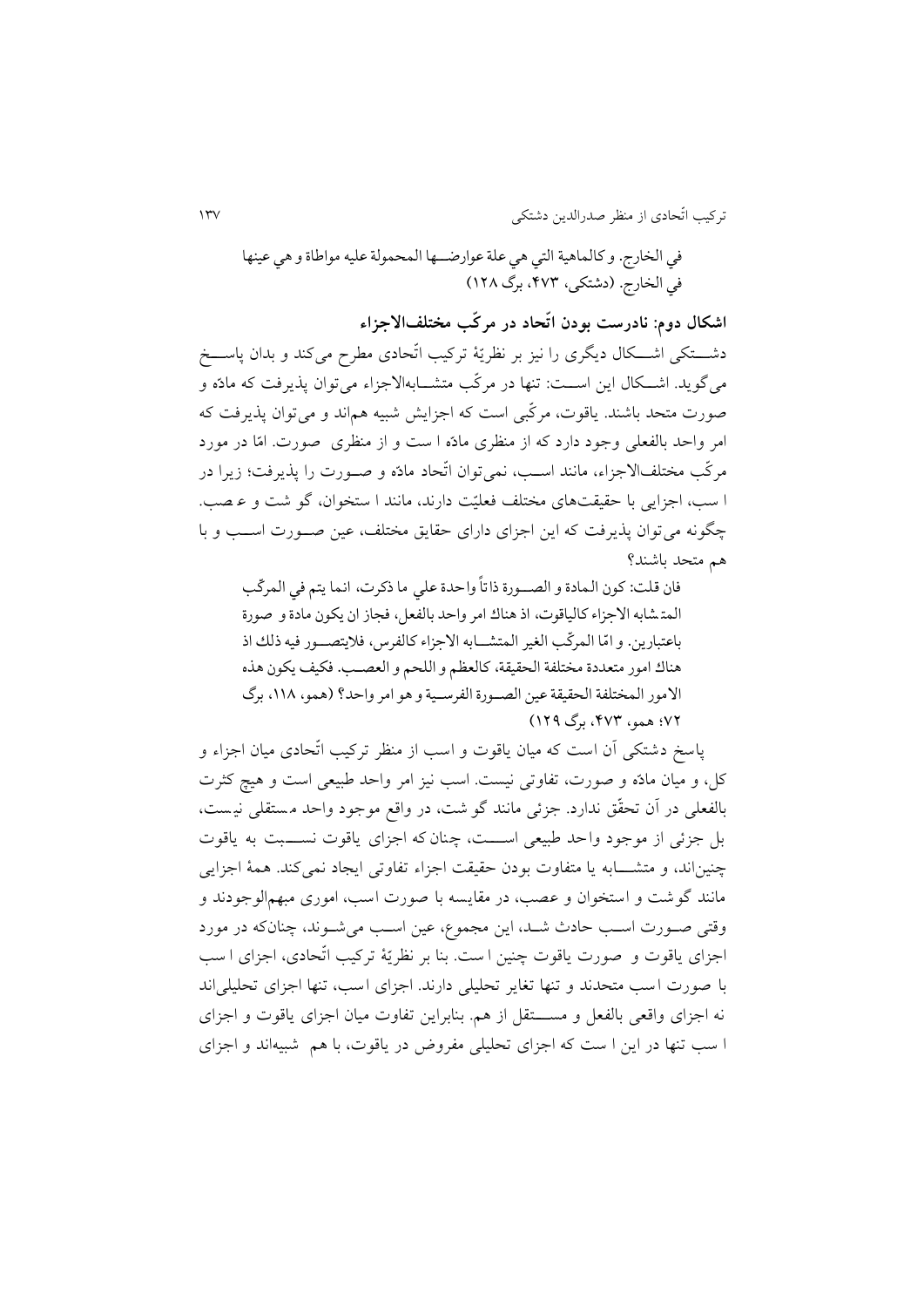في الخارج. و كالماهية التي هي علة عوارضها المحمولة عليه مواطاة و هي عينها في الخارج. (دشتکی، ۴۷۳، برگ ۱۲۸)

**اشکال دوم: نادرست بودن اتّحاد در مرکّب مختلف‌الاجزاء**

دشتکی اشکال دیگری را نیز بر نظریهٔ ترکیب اتّحادی مطرح می‌کند و بدان پاسخ می‌گوید. اشکال این است: تنها در مرکّب متشابه‌الاجزاء می‌توان پذیرفت که مادّه و صورت متحد باشند. یاقوت، مرکّبی است که اجزایش شبیه هم‌اند و می‌توان پذیرفت که امر واحد بالفعلی وجود دارد که از منظری مادّه است و از منظری صورت. امّا در مورد مرکّب مختلف‌الاجزاء، مانند اسب، نمی‌توان اتّحاد مادّه و صورت را پذیرفت؛ زیرا در اسب، اجزایی با حقیقت‌های مختلف فعلیّت دارند، مانند استخوان، گوشت و عصب. چگونه می‌توان پذیرفت که این اجزای دارای حقایق مختلف، عین صورت اسب و با هم متحد باشند؟

فان قلت: كون المادة و الصورة ذاتاً واحدة علي ما ذكرت، انما يتم في المركّب المتشابه الاجزاء كالياقوت، اذ هناك امر واحد بالفعل، فجاز ان يكون مادة و صورة باعتبارين. و امّا المركّب الغير المتشابه الاجزاء كالفرس، فلايتصور فيه ذلك اذ هناك امور متعددة مختلفة الحقيقة، كالعظم و اللحم و العصب. فكيف يكون هذه الامور المختلفة الحقيقة عين الصورة الفرسية و هو امر واحد؟ (همو، ۱۱۸، برگ ۷۲؛ همو، ۴۷۳، برگ ۱۲۹)

پاسخ دشتکی آن است که میان یاقوت و اسب از منظر ترکیب اتّحادی میان اجزاء و کل، و میان مادّه و صورت، تفاوتی نیست. اسب نیز امر واحد طبیعی است و هیچ کثرت بالفعلی در آن تحقّق ندارد. جزئی مانند گوشت، در واقع موجود واحد مستقلی نیست، بل جزئی از موجود واحد طبیعی است، چنان که اجزای یاقوت نسبت به یاقوت چنین‌اند، و متشابه یا متفاوت بودن حقیقت اجزاء تفاوتی ایجاد نمی‌کند. همهٔ اجزایی مانند گوشت و استخوان و عصب، در مقایسه با صورت اسب، اموری مبهم‌الوجودند و وقتی صورت اسب حادث شد، این مجموع، عین اسب می‌شوند، چنان‌که در مورد اجزای یاقوت و صورت یاقوت چنین است. بنا بر نظریهٔ ترکیب اتّحادی، اجزای اسب با صورت اسب متحدند و تنها تغایر تحلیلی دارند. اجزای اسب، تنها اجزای تحلیلی‌اند نه اجزای واقعی بالفعل و مستقل از هم. بنابراین تفاوت میان اجزای یاقوت و اجزای اسب تنها در این است که اجزای تحلیلی مفروض در یاقوت، با هم شبیه‌اند و اجزای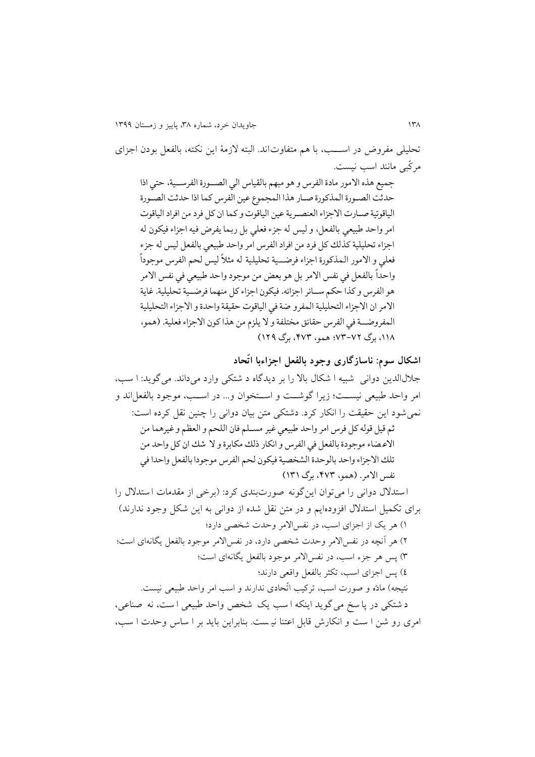تحلیلی مفروض در اسب، با هم متفاوت‌اند. البته لازمهٔ این نکته، بالفعل بودن اجزای مرکّبی مانند اسب نیست.

> جميع هذه الامور مادة الفرس و هو مبهم بالقياس الي الصورة الفرسية، حتي اذا حدثت الصورة المذكورة صار هذا المجموع عين الفرس كما اذا حدثت الصورة الياقوتية صارت الاجزاء العنصرية عين الياقوت و كما ان كل فرد من افراد الياقوت امر واحد طبيعي بالفعل، و ليس له جزء فعلي بل ربما يفرض فيه اجزاء فيكون له اجزاء تحليلية كذلك كل فرد من افراد الفرس امر واحد طبيعي بالفعل ليس له جزء فعلي و الامور المذكورة اجزاء فرضية تحليلية له مثلاً ليس لحم الفرس موجوداً واحداً بالفعل في نفس الامر بل هو بعض من موجود واحد طبيعي في نفس الامر هو الفرس و كذا حكم سائر اجزائه. فيكون اجزاء كل منهما فرضية تحليلية. غاية الامر ان الاجزاء التحليلية المفروضة في الياقوت حقيقة واحدة و الاجزاء التحليلية المفروضة في الفرس حقائق مختلفة و لا يلزم من هذا كون الاجزاء فعلية. (همو، ۱۱۸، برگ ۷۲-۷۳؛ همو، ۴۷۳، برگ ۱۲۹)

### اشکال سوم: ناسازگاری وجود بالفعل اجزاءبا اتّحاد

جلال‌الدین دوانی شبیه ا شکال بالا را بر دیدگاه د شتکی وارد می‌داند. می‌گوید: ا سب، امر واحد طبیعی نیست؛ زیرا گوشت و استخوان و... در اسب، موجود بالفعل‌اند و نمی‌شود این حقیقت را انکار کرد. دشتکی متن بیان دوانی را چنین نقل کرده است:

> ثم قيل قوله كل فرس امر واحد طبيعي غير مسلم فان اللحم و العظم و غيرهما من الاعضاء موجودة بالفعل في الفرس و انكار ذلك مكابرة و لا شك ان كل واحد من تلك الاجزاء واحد بالوحدة الشخصية فيكون لحم الفرس موجودا بالفعل واحدا في نفس الامر. (همو، ۴۷۳، برگ ۱۳۱)

ا ستدلال دوانی را می‌توان این‌گونه صورت‌بندی کرد: (برخی از مقدمات ا ستدلال را برای تکمیل استدلال افزوده‌ایم و در متن نقل شده از دوانی به این شکل وجود ندارند)

۱) هر یک از اجزای اسب، در نفس‌الامر وحدت شخصی دارد؛

۲) هر آنچه در نفس‌الامر وحدت شخصی دارد، در نفس‌الامر موجود بالفعل یگانه‌ای است؛

۳) پس هر جزء اسب، در نفس‌الامر موجود بالفعل یگانه‌ای است؛

٤) پس اجزای اسب، تکثر بالفعل واقعی دارند؛

نتیجه) مادّه و صورت اسب، ترکیب اتّحادی ندارند و اسب امر واحد طبیعی نیست.

د شتکی در پا سخ می‌گوید اینکه ا سب یک شخص واحد طبیعی ا ست، نه صناعی، امری رو شن ا ست و انکارش قابل اعتنا نیست. بنابراین باید بر ا ساس وحدت ا سب،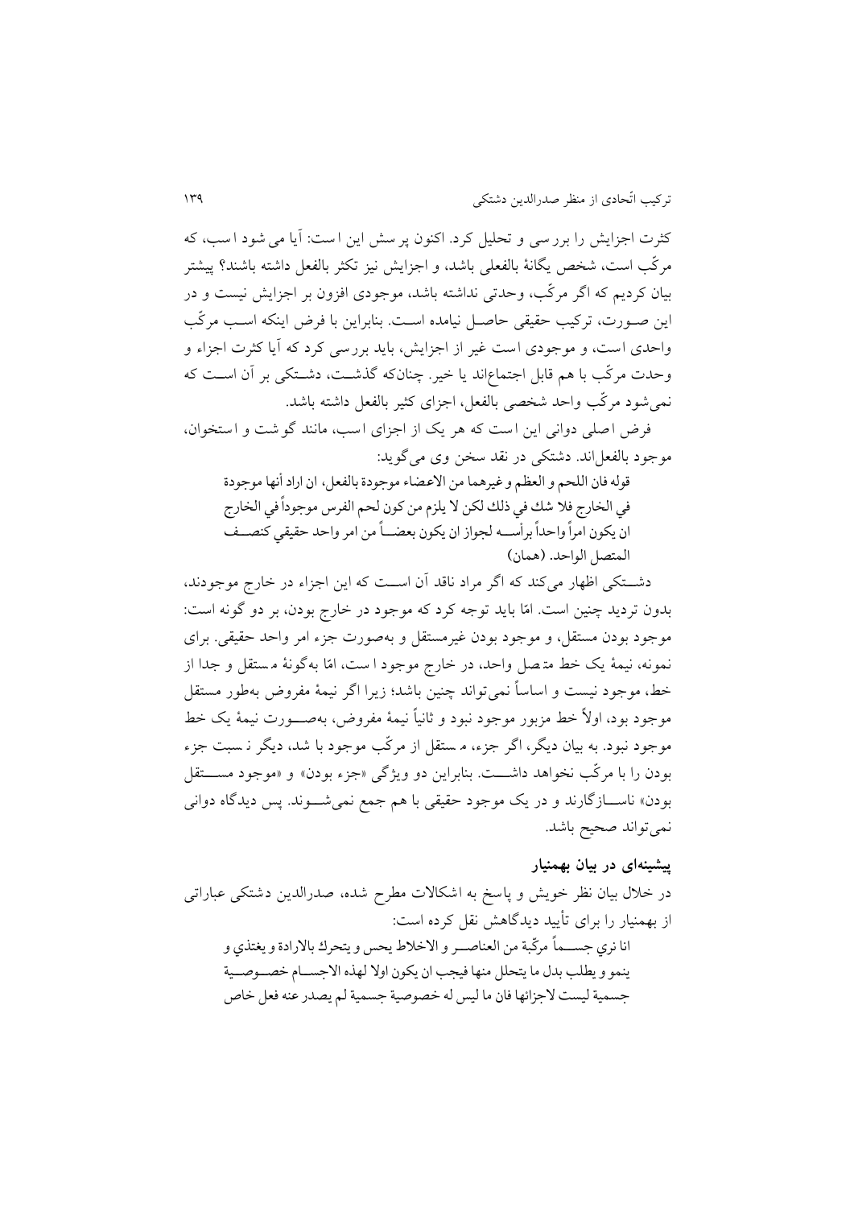کثرت اجزایش را بررسی و تحلیل کرد. اکنون پرسش این است: آیا می شود اسب، که مرکّب است، شخص یگانهٔ بالفعلی باشد، و اجزایش نیز تکثر بالفعل داشته باشند؟ پیشتر بیان کردیم که اگر مرکّب، وحدتی نداشته باشد، موجودی افزون بر اجزایش نیست و در این صورت، ترکیب حقیقی حاصل نیامده است. بنابراین با فرض اینکه اسب مرکّب واحدی است، و موجودی است غیر از اجزایش، باید بررسی کرد که آیا کثرت اجزاء و وحدت مرکّب با هم قابل اجتماع‌اند یا خیر. چنانکه گذشت، دشتکی بر آن است که نمی‌شود مرکّب واحد شخصی بالفعل، اجزای کثیر بالفعل داشته باشد.

فرض اصلی دوانی این است که هر یک از اجزای اسب، مانند گوشت و استخوان، موجود بالفعل‌اند. دشتکی در نقد سخن وی می‌گوید:

> قوله فان اللحم و العظم و غيرهما من الاعضاء موجودة بالفعل، ان اراد أنها موجودة في الخارج فلا شك في ذلك لكن لا يلزم من كون لحم الفرس موجوداً في الخارج ان يكون امراً واحداً برأسه لجواز ان يكون بعضاً من امر واحد حقيقي كنصف المتصل الواحد. (همان)

دشتکی اظهار می‌کند که اگر مراد ناقد آن است که این اجزاء در خارج موجودند، بدون تردید چنین است. امّا باید توجه کرد که موجود در خارج بودن، بر دو گونه است: موجود بودن مستقل، و موجود بودن غیرمستقل و به‌صورت جزء امر واحد حقیقی. برای نمونه، نیمهٔ یک خط متصل واحد، در خارج موجود است، امّا به‌گونهٔ مستقل و جدا از خط، موجود نیست و اساساً نمی‌تواند چنین باشد؛ زیرا اگر نیمهٔ مفروض به‌طور مستقل موجود بود، اولاً خط مزبور موجود نبود و ثانیاً نیمهٔ مفروض، به‌صورت نیمهٔ یک خط موجود نبود. به بیان دیگر، اگر جزء، مستقل از مرکّب موجود باشد، دیگر نسبت جزء بودن را با مرکّب نخواهد داشت. بنابراین دو ویژگی «جزء بودن» و «موجود مستقل بودن» ناسازگارند و در یک موجود حقیقی با هم جمع نمی‌شوند. پس دیدگاه دوانی نمی‌تواند صحیح باشد.

### پیشینه‌ای در بیان بهمنیار

در خلال بیان نظر خویش و پاسخ به اشکالات مطرح شده، صدرالدین دشتکی عباراتی از بهمنیار را برای تأیید دیدگاهش نقل کرده است:

> انا نري جسماً مركّبة من العناصر و الاخلاط يحس و يتحرك بالارادة و يغتذي و ينمو و يطلب بدل ما يتحلل منها فيجب ان يكون اولا لهذه الاجسام خصوصية جسمية ليست لاجزائها فان ما ليس له خصوصية جسمية لم يصدر عنه فعل خاص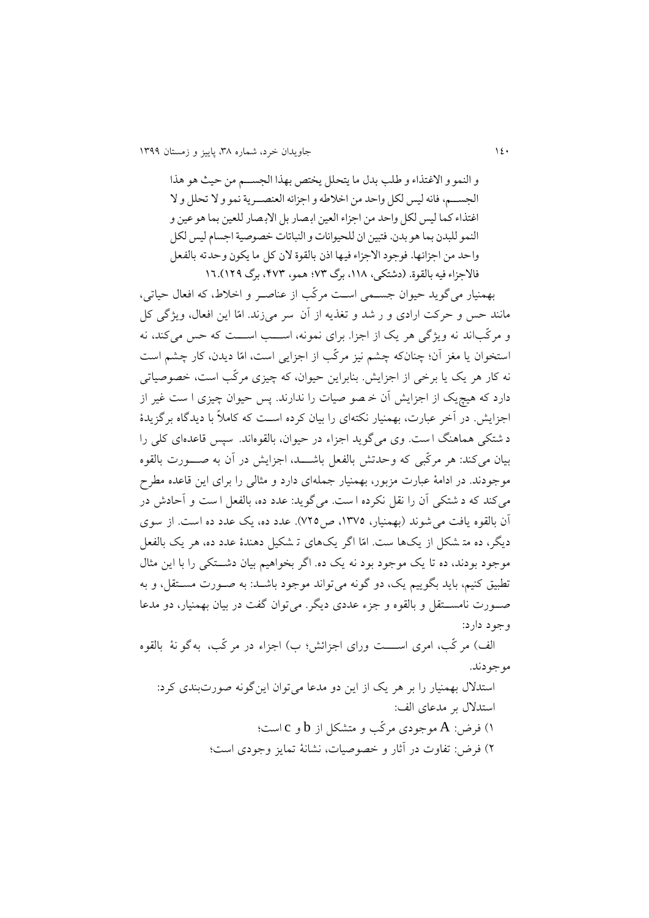و النمو و الاغتذاء و طلب بدل ما يتحلل يختص بهذا الجسم من حيث هو هذا الجسم، فانه ليس لكل واحد من اخلاطه و اجزائه العنصرية نمو و لا تحلل و لا اغتذاء كما ليس لكل واحد من اجزاء العين ابصار بل الابصار للعين بما هو عين و النمو للبدن بما هو بدن. فتبين ان للحيوانات و النباتات خصوصية اجسام ليس لكل واحد من اجزائها. فوجود الاجزاء فيها اذن بالقوة لان كل ما يكون وحدته بالفعل فالاجزاء فيه بالقوة. (دشتکی، ۱۱۸، برگ ۷۳؛ همو، ۴۷۳، برگ ۱۲۹).۱۶

بهمنیار می‌گوید حیوان جسمی است مرکّب از عناصر و اخلاط، که افعال حیاتی، مانند حس و حرکت ارادی و رشد و تغذیه از آن سر می‌زند. امّا این افعال، ویژگی کل و مرکّب‌اند نه ویژگی هر یک از اجزا. برای نمونه، اسب است که حس می‌کند، نه استخوان یا مغز آن؛ چنان‌که چشم نیز مرکّب از اجزایی است، امّا دیدن، کار چشم است نه کار هر یک یا برخی از اجزایش. بنابراین حیوان، که چیزی مرکّب است، خصوصیاتی دارد که هیچ‌یک از اجزایش آن خصوصیات را ندارند. پس حیوان چیزی است غیر از اجزایش. در آخر عبارت، بهمنیار نکته‌ای را بیان کرده است که کاملاً با دیدگاه برگزیدهٔ دشتکی هماهنگ است. وی می‌گوید اجزاء در حیوان، بالقوه‌اند. سپس قاعده‌ای کلی را بیان می‌کند: هر مرکّبی که وحدتش بالفعل باشد، اجزایش در آن به صورت بالقوه موجودند. در ادامهٔ عبارت مزبور، بهمنیار جمله‌ای و مثالی را برای این قاعده مطرح می‌کند که دشتکی آن را نقل نکرده است. می‌گوید: عدد ده، بالفعل است و آحادش در آن بالقوه یافت می‌شوند (بهمنیار، ۱۳۷۵، ص۷۲۵). عدد ده، یک عدد ده است. از سوی دیگر، ده متشکل از یک‌ها ست. امّا اگر یک‌های تشکیل دهندهٔ عدد ده، هر یک بالفعل موجود بودند، ده تا یک موجود بود نه یک ده. اگر بخواهیم بیان دشتکی را با این مثال تطبیق کنیم، باید بگوییم یک، دو گونه می‌تواند موجود باشد: به صورت مستقل، و به صورت نامستقل و بالقوه و جزء عددی دیگر. می‌توان گفت در بیان بهمنیار، دو مدعا وجود دارد:

الف) مرکّب، امری است ورای اجزائش؛ ب) اجزاء در مرکّب، به‌گونهٔ بالقوه موجودند.

استدلال بهمنیار را بر هر یک از این دو مدعا می‌توان این‌گونه صورت‌بندی کرد:

استدلال بر مدعای الف:

۱) فرض: $A$ موجودی مرکّب و متشکل از $b$ و $c$ است؛

۲) فرض: تفاوت در آثار و خصوصیات، نشانهٔ تمایز وجودی است؛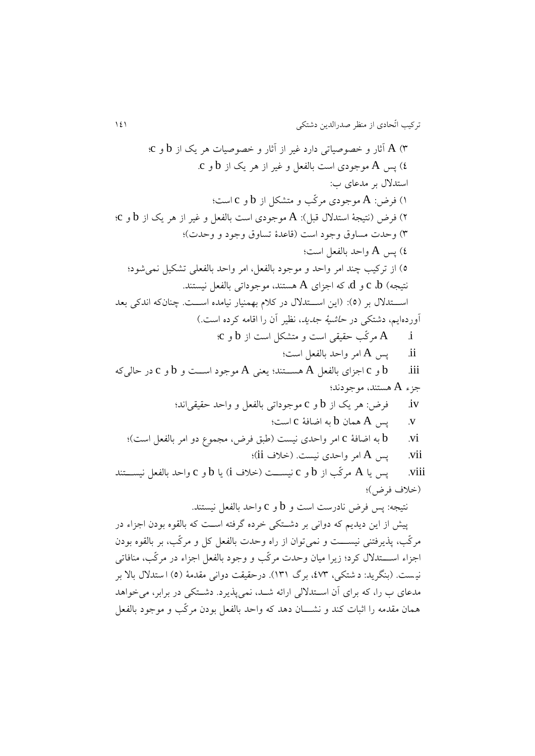۳) $A$ آثار و خصوصیاتی دارد غیر از آثار و خصوصیات هر یک از $b$ و $c$؛

۴) پس $A$ موجودی است بالفعل و غیر از هر یک از $b$ و $c$.

استدلال بر مدعای ب:

۱) فرض: $A$ موجودی مرکّب و متشکل از $b$ و $c$ است؛

۲) فرض (نتیجهٔ استدلال قبل): $A$ موجودی است بالفعل و غیر از هر یک از $b$ و $c$؛

۳) وحدت مساوق وجود است (قاعدهٔ تساوق وجود و وحدت)؛

۴) پس $A$ واحد بالفعل است؛

۵) از ترکیب چند امر واحد و موجود بالفعل، امر واحد بالفعلی تشکیل نمی‌شود؛

نتیجه) $b$، $c$ و $d$، که اجزای $A$ هستند، موجوداتی بالفعل نیستند.

استدلال بر (۵): (این استدلال در کلام بهمنیار نیامده است. چنان‌که اندکی بعد آورده‌ایم، دشتکی در *حاشیهٔ جدید*، نظیر آن را اقامه کرده است.)

i. $A$ مرکّب حقیقی است و متشکل است از $b$ و $c$؛

ii. پس $A$ امر واحد بالفعل است؛

iii. $b$ و $c$ اجزای بالفعل $A$ هستند؛ یعنی $A$ موجود است و $b$ و $c$ در حالی‌که جزء $A$ هستند، موجودند؛

iv. فرض: هر یک از $b$ و $c$ موجوداتی بالفعل و واحد حقیقی‌اند؛

v. پس $A$ همان $b$ به اضافهٔ $c$ است؛

vi. $b$ به اضافهٔ $c$ امر واحدی نیست (طبق فرض، مجموع دو امر بالفعل است)؛

vii. پس $A$ امر واحدی نیست. (خلاف ii)؛

viii. پس یا $A$ مرکّب از $b$ و $c$ نیست (خلاف i) یا $b$ و $c$ واحد بالفعل نیستند (خلاف فرض)؛

نتیجه: پس فرض نادرست است و $b$ و $c$ واحد بالفعل نیستند.

پیش از این دیدیم که دوانی بر دشتکی خرده گرفته است که بالقوه بودن اجزاء در مرکّب، پذیرفتنی نیست و نمی‌توان از راه وحدت بالفعل کل و مرکّب، بر بالقوه بودن اجزاء استدلال کرد؛ زیرا میان وحدت مرکّب و وجود بالفعل اجزاء در مرکّب، منافاتی نیست. (بنگرید: دشتکی، ۴۷۳، برگ ۱۳۱). درحقیقت دوانی مقدمهٔ (۵) استدلال بالا بر مدعای ب را، که برای آن استدلالی ارائه شد، نمی‌پذیرد. دشتکی در برابر، می‌خواهد همان مقدمه را اثبات کند و نشان دهد که واحد بالفعل بودن مرکّب و موجود بالفعل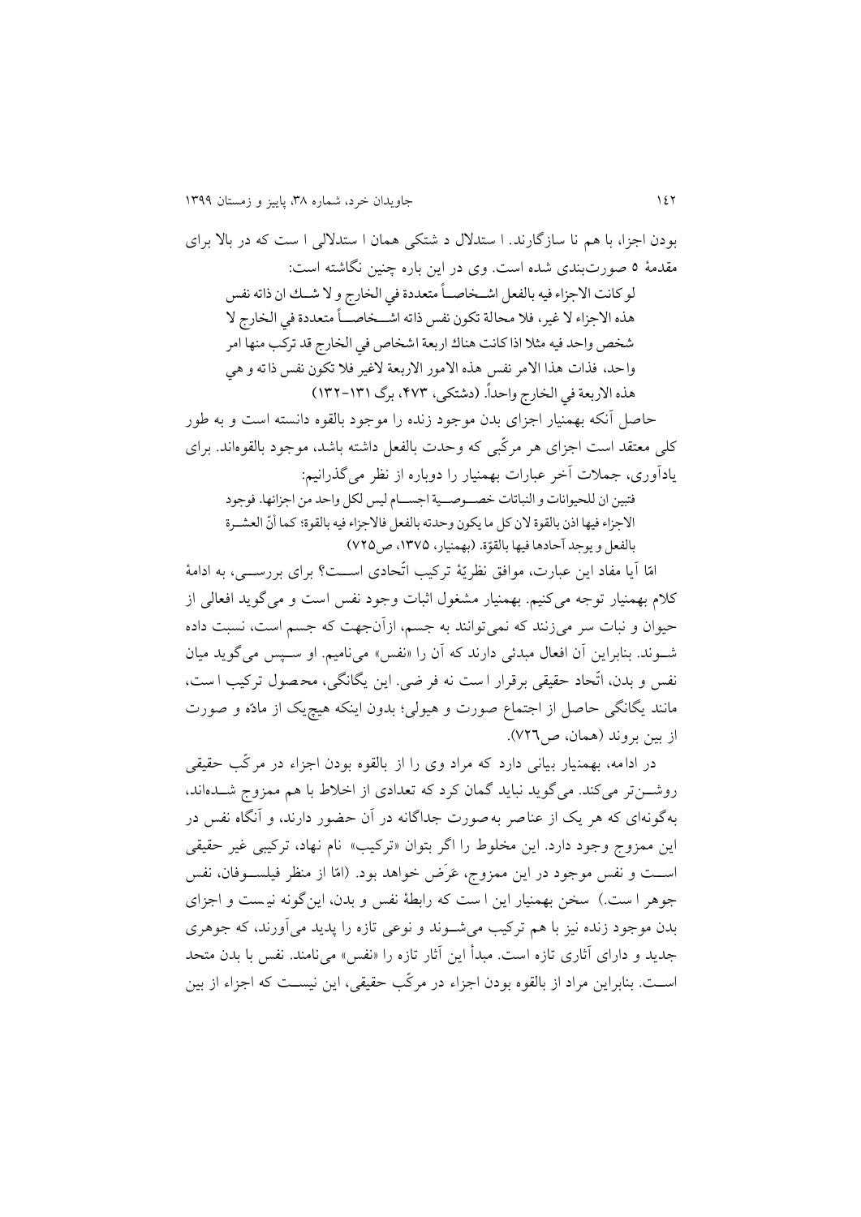بودن اجزا، با هم نا سازگارند. ا ستدلال د شتکی همان ا ستدلالی ا ست که در بالا برای مقدمهٔ ۵ صورت‌بندی شده است. وی در این باره چنین نگاشته است:

> لو کانت الاجزاء فيه بالفعل اشخاصاً متعددة في الخارج و لا شك ان ذاته نفس هذه الاجزاء لا غير، فلا محالة تكون نفس ذاته اشخاصاً متعددة في الخارج لا شخص واحد فيه مثلا اذا كانت هناك اربعة اشخاص في الخارج قد تركب منها امر واحد، فذات هذا الامر نفس هذه الامور الاربعة لاغير فلا تكون نفس ذاته و هي هذه الاربعة في الخارج واحداً. (دشتکی، ۴۷۳، برگ ۱۳۱-۱۳۲)

حاصل آنکه بهمنیار اجزای بدن موجود زنده را موجود بالقوه دانسته است و به طور کلی معتقد است اجزای هر مرکّبی که وحدت بالفعل داشته باشد، موجود بالقوه‌اند. برای یادآوری، جملات آخر عبارات بهمنیار را دوباره از نظر می‌گذرانیم:

> فتبين ان للحيوانات و النباتات خصوصية اجسام ليس لكل واحد من اجزائها. فوجود الاجزاء فيها اذن بالقوة لان كل ما يكون وحدته بالفعل فالاجزاء فيه بالقوة؛ كما أنّ العشرة بالفعل و يوجد آحادها فيها بالقوّة. (بهمنیار، ۱۳۷۵، ص۷۲۵)

امّا آیا مفاد این عبارت، موافق نظریهٔ ترکیب اتّحادی است؟ برای بررسی، به ادامهٔ کلام بهمنیار توجه می‌کنیم. بهمنیار مشغول اثبات وجود نفس است و می‌گوید افعالی از حیوان و نبات سر می‌زنند که نمی‌توانند به جسم، ازآن‌جهت که جسم است، نسبت داده شوند. بنابراین آن افعال مبدئی دارند که آن را «نفس» می‌نامیم. او سپس می‌گوید میان نفس و بدن، اتّحاد حقیقی برقرار ا ست نه فر ضی. این یگانگی، محصول ترکیب ا ست، مانند یگانگی حاصل از اجتماع صورت و هیولی؛ بدون اینکه هیچ‌یک از مادّه و صورت از بین بروند (همان، ص۷۲۶).

در ادامه، بهمنیار بیانی دارد که مراد وی را از بالقوه بودن اجزاء در مرکّب حقیقی روشن‌تر می‌کند. می‌گوید نباید گمان کرد که تعدادی از اخلاط با هم ممزوج شده‌اند، به‌گونه‌ای که هر یک از عناصر به‌صورت جداگانه در آن حضور دارند، و آنگاه نفس در این ممزوج وجود دارد. این مخلوط را اگر بتوان «ترکیب» نام نهاد، ترکیبی غیر حقیقی است و نفس موجود در این ممزوج، عَرَض خواهد بود. (امّا از منظر فیلسوفان، نفس جوهر ا ست.) سخن بهمنیار این ا ست که رابطهٔ نفس و بدن، این‌گونه نیست و اجزای بدن موجود زنده نیز با هم ترکیب می‌شوند و نوعی تازه را پدید می‌آورند، که جوهری جدید و دارای آثاری تازه است. مبدأ این آثار تازه را «نفس» می‌نامند. نفس با بدن متحد است. بنابراین مراد از بالقوه بودن اجزاء در مرکّب حقیقی، این نیست که اجزاء از بین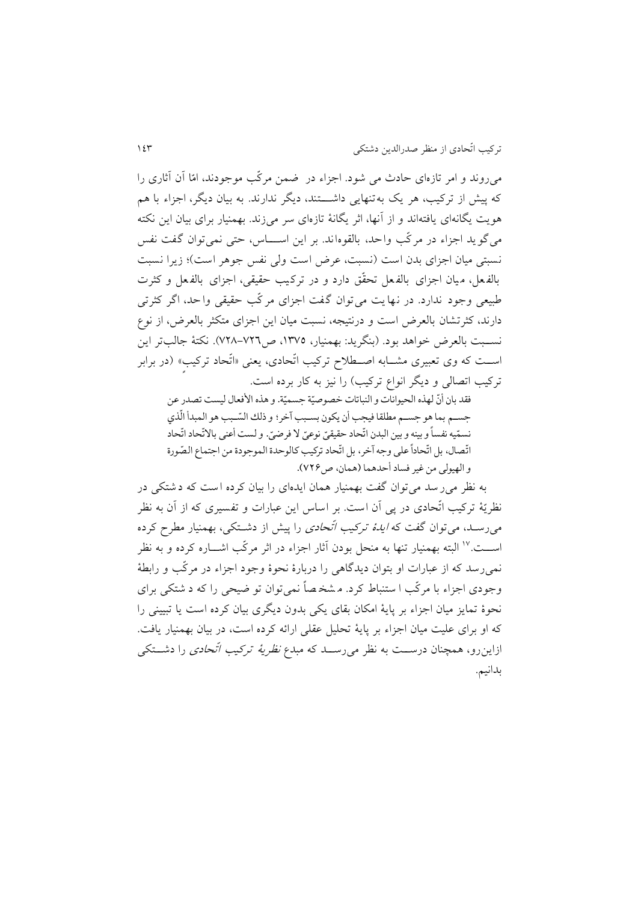می‌روند و امر تازه‌ای حادث می شود. اجزاء در ضمن مرکّب موجودند، امّا آن آثاری را که پیش از ترکیب، هر یک به‌تنهایی داشـــتند، دیگر ندارند. به بیان دیگر، اجزاء با هم هویت یگانه‌ای یافته‌اند و از آنها، اثر یگانهٔ تازه‌ای سر می‌زند. بهمنیار برای بیان این نکته می‌گوید اجزاء در مرکّب واحد، بالقوه‌اند. بر این اســـاس، حتی نمی‌توان گفت نفس نسبتی میان اجزای بدن است (نسبت، عرض است ولی نفس جوهر است)؛ زیرا نسبت بالفعل، میان اجزای بالفعل تحقّق دارد و در ترکیب حقیقی، اجزای بالفعل و کثرت طبیعی وجود ندارد. در نهایت می‌توان گفت اجزای مرکّب حقیقی واحد، اگر کثرتی دارند، کثرتشان بالعرض است و درنتیجه، نسبت میان این اجزای متکثر بالعرض، از نوع نســبت بالعرض خواهد بود. (بنگرید: بهمنیار، ۱۳۷۵، ص۷۲۶-۷۲۸). نکتهٔ جالب‌تر این اســت که وی تعبیری مشــابه اصــطلاح ترکیب اتّحادی، یعنی «اتّحاد ترکیبٍ» (در برابر ترکیب اتصالی و دیگر انواع ترکیب) را نیز به کار برده است.

> فقد بان أنّ لهذه الحیوانات و النباتات خصوصیّة جسمیّة. و هذه الأفعال لیست تصدر عن جسـم بما هو جسـم مطلقا فیجب أن یکون بسـبب آخر؛ و ذلك السّـبب هو المبدأ الّذي نسمّیه نفساً و بینه و بین البدن اتّحاد حقیقيّ نوعيّ لا فرضيّ. و لست أعنی بالاتّحاد اتّحاد اتّصال، بل اتّحاداً علی وجه آخر، بل اتّحاد ترکیب کالوحدة الموجودة من اجتماع الصّورة و الهیولی من غیر فساد أحدهما (همان، ص۷۲۶).

به نظر می‌رسد می‌توان گفت بهمنیار همان ایده‌ای را بیان کرده است که دشتکی در نظریهٔ ترکیب اتّحادی در پی آن است. بر اساس این عبارات و تفسیری که از آن به نظر می‌رسـد، می‌توان گفت که *ایدهٔ ترکیب اتّحادی* را پیش از دشـتکی، بهمنیار مطرح کرده اســت.[17] البته بهمنیار تنها به منحل بودن آثار اجزاء در اثر مرکّب اشــاره کرده و به نظر نمی‌رسد که از عبارات او بتوان دیدگاهی را دربارهٔ نحوهٔ وجود اجزاء در مرکّب و رابطهٔ وجودی اجزاء با مرکّب استنباط کرد. مشخصاً نمی‌توان توضیحی را که دشتکی برای نحوهٔ تمایز میان اجزاء بر پایهٔ امکان بقای یکی بدون دیگری بیان کرده است یا تبیینی را که او برای علیت میان اجزاء بر پایهٔ تحلیل عقلی ارائه کرده است، در بیان بهمنیار یافت. ازاین‌رو، همچنان درســت به نظر می‌رســد که مبدع *نظریهٔ ترکیب اتّحادی* را دشــتکی بدانیم.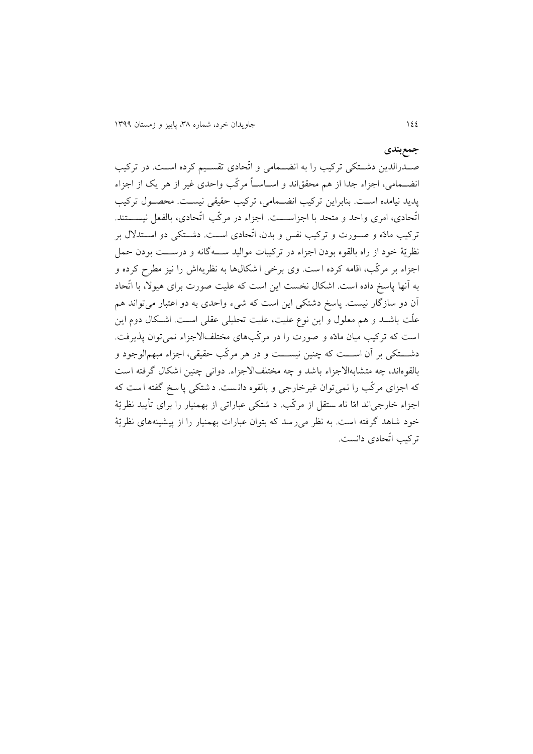## جمع‌بندی

صدرالدین دشتکی ترکیب را به انضمامی و اتّحادی تقسیم کرده است. در ترکیب انضمامی، اجزاء جدا از هم محققاند و اساساً مرکّب واحدی غیر از هر یک از اجزاء پدید نیامده است. بنابراین ترکیب انضمامی، ترکیب حقیقی نیست. محصول ترکیب اتّحادی، امری واحد و متحد با اجزاست. اجزاء در مرکّب اتّحادی، بالفعل نیستند. ترکیب مادّه و صورت و ترکیب نفس و بدن، اتّحادی است. دشتکی دو استدلال بر نظریهٔ خود از راه بالقوه بودن اجزاء در ترکیبات موالید سه‌گانه و درست بودن حمل اجزاء بر مرکّب، اقامه کرده است. وی برخی اشکال‌ها به نظریه‌اش را نیز مطرح کرده و به آنها پاسخ داده است. اشکال نخست این است که علیت صورت برای هیولا، با اتّحاد آن دو سازگار نیست. پاسخ دشتکی این است که شیء واحدی به دو اعتبار می‌تواند هم علّت باشد و هم معلول و این نوع علیت، علیت تحلیلی عقلی است. اشکال دوم این است که ترکیب میان مادّه و صورت را در مرکّب‌های مختلف‌الاجزاء نمی‌توان پذیرفت. دشتکی بر آن است که چنین نیست و در هر مرکّب حقیقی، اجزاء مبهم‌الوجود و بالقوه‌اند، چه متشابه‌الاجزاء باشد و چه مختلف‌الاجزاء. دوانی چنین اشکال گرفته است که اجزای مرکّب را نمی‌توان غیرخارجی و بالقوه دانست. دشتکی پاسخ گفته است که اجزاء خارجی‌اند امّا نام مستقل از مرکّب. دشتکی عباراتی از بهمنیار را برای تأیید نظریهٔ خود شاهد گرفته است. به نظر می‌رسد که بتوان عبارات بهمنیار را از پیشینه‌های نظریهٔ ترکیب اتّحادی دانست.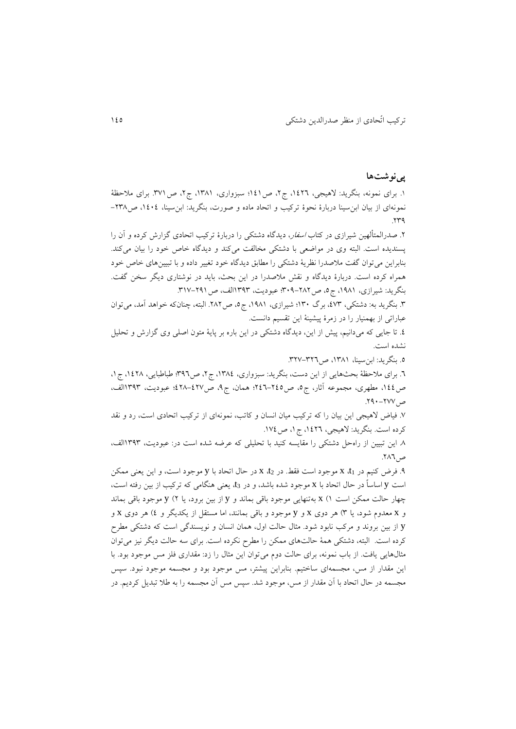## پی‌نوشت‌ها

۱. برای نمونه، بنگرید: لاهیجی، ۱۴۲۶، ج۲، ص۱۴۱؛ سبزواری، ۱۳۸۱، ج۲، ص۳۷۱. برای ملاحظهٔ نمونه‌ای از بیان ابن‌سینا دربارهٔ نحوهٔ ترکیب و اتحاد ماده و صورت، بنگرید: ابن‌سینا، ۱۴۰۴، ص۲۳۸–۲۳۹.

۲. صدرالمتألهین شیرازی در کتاب *اسفار*، دیدگاه دشتکی را دربارهٔ ترکیب اتحادی گزارش کرده و آن را پسندیده است. البته وی در مواضعی با دشتکی مخالفت می‌کند و دیدگاه خاص خود را بیان می‌کند. بنابراین می‌توان گفت ملاصدرا نظریهٔ دشتکی را مطابق دیدگاه خود تغییر داده و با تبیین‌های خاص خود همراه کرده است. دربارهٔ دیدگاه و نقش ملاصدرا در این بحث، باید در نوشتاری دیگر سخن گفت. بنگرید: شیرازی، ۱۹۸۱، ج۵، ص۲۸۲–۳۰۹؛ عبودیت، ۱۳۹۳الف، ص۲۹۱–۳۱۷.

۳. بنگرید به: دشتکی، ۴۷۳، برگ ۱۳۰؛ شیرازی، ۱۹۸۱، ج۵، ص۲۸۲. البته، چنان‌که خواهد آمد، می‌توان عباراتی از بهمنیار را در زمرهٔ پیشینهٔ این تقسیم دانست.

۴. تا جایی که می‌دانیم، پیش از این، دیدگاه دشتکی در این باره بر پایهٔ متون اصلی وی گزارش و تحلیل نشده است.

۵. بنگرید: ابن‌سینا، ۱۳۸۱، ص۳۲۶–۳۲۷.

۶. برای ملاحظهٔ بحث‌هایی از این دست، بنگرید: سبزواری، ۱۳۸۴، ج۲، ص۳۹۶؛ طباطبایی، ۱۴۲۸، ج۱، ص۱۴۴، مطهری، مجموعه آثار، ج۵، ص۲۴۵–۲۴۶؛ همان، ج۹، ص۴۲۷–۴۲۸؛ عبودیت، ۱۳۹۳الف، ص۲۷۷–۲۹۰.

۷. فیاض لاهیجی این بیان را که ترکیب میان انسان و کاتب، نمونه‌ای از ترکیب اتحادی است، رد و نقد کرده است. بنگرید: لاهیجی، ۱۴۲۶، ج۱، ص۱۷۴.

۸. این تبیین از راه‌حل دشتکی را مقایسه کنید با تحلیلی که عرضه شده است در: عبودیت، ۱۳۹۳الف، ص۲۸۶.

۹. فرض کنیم در $t_1$، x موجود است فقط. در $t_2$، x در حال اتحاد با y موجود است، و این یعنی ممکن است y اساساً در حال اتحاد با x موجود شده باشد، و در $t_3$، یعنی هنگامی که ترکیب از بین رفته است، چهار حالت ممکن است ۱) x به‌تنهایی موجود باقی بماند و y از بین برود، یا ۲) y موجود باقی بماند و x معدوم شود، یا ۳) هر دوی x و y موجود و باقی بمانند، اما مستقل از یکدیگر و ۴) هر دوی x و y از بین بروند و مرکب نابود شود. مثال حالت اول، همان انسان و نویسندگی است که دشتکی مطرح کرده است. البته، دشتکی همهٔ حالت‌های ممکن را مطرح نکرده است. برای سه حالت دیگر نیز می‌توان مثال‌هایی یافت. از باب نمونه، برای حالت دوم می‌توان این مثال را زد: مقداری فلز مس موجود بود. با این مقدار از مس، مجسمه‌ای ساختیم. بنابراین پیشتر، مس موجود بود و مجسمه موجود نبود. سپس مجسمه در حال اتحاد با آن مقدار از مس، موجود شد. سپس مس آن مجسمه را به طلا تبدیل کردیم. در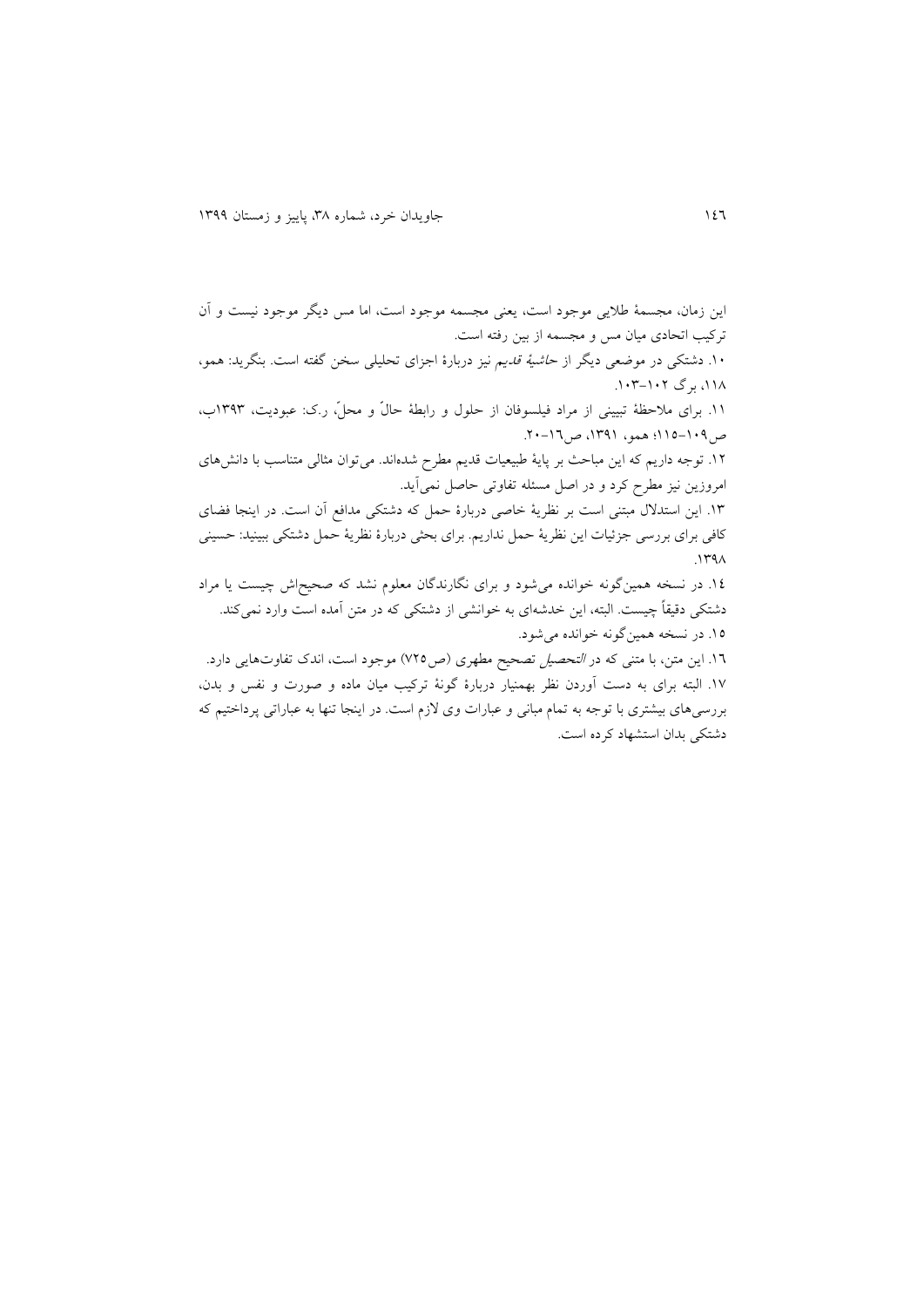این زمان، مجسمهٔ طلایی موجود است، یعنی مجسمه موجود است، اما مس دیگر موجود نیست و آن ترکیب اتحادی میان مس و مجسمه از بین رفته است.

۱۰. دشتکی در موضعی دیگر از *حاشیهٔ قدیم* نیز دربارهٔ اجزای تحلیلی سخن گفته است. بنگرید: همو، ۱۱۸، برگ ۱۰۲-۱۰۳.

۱۱. برای ملاحظهٔ تبیینی از مراد فیلسوفان از حلول و رابطهٔ حالّ و محلّ، ر.ک: عبودیت، ۱۳۹۳ب، ص۱۰۹-۱۱۵؛ همو، ۱۳۹۱، ص۱۶-۲۰.

۱۲. توجه داریم که این مباحث بر پایهٔ طبیعیات قدیم مطرح شده‌اند. می‌توان مثالی متناسب با دانش‌های امروزین نیز مطرح کرد و در اصل مسئله تفاوتی حاصل نمی‌آید.

۱۳. این استدلال مبتنی است بر نظریهٔ خاصی دربارهٔ حمل که دشتکی مدافع آن است. در اینجا فضای کافی برای بررسی جزئیات این نظریهٔ حمل نداریم. برای بحثی دربارهٔ نظریهٔ حمل دشتکی ببینید: حسینی ۱۳۹۸.

۱۴. در نسخه همین‌گونه خوانده می‌شود و برای نگارندگان معلوم نشد که صحیح‌اش چیست یا مراد دشتکی دقیقاً چیست. البته، این خدشه‌ای به خوانشی از دشتکی که در متن آمده است وارد نمی‌کند.

۱۵. در نسخه همین‌گونه خوانده می‌شود.

۱۶. این متن، با متنی که در *التحصیل* تصحیح مطهری (ص۷۲۵) موجود است، اندک تفاوت‌هایی دارد.

۱۷. البته برای به دست آوردن نظر بهمنیار دربارهٔ گونهٔ ترکیب میان ماده و صورت و نفس و بدن، بررسی‌های بیشتری با توجه به تمام مبانی و عبارات وی لازم است. در اینجا تنها به عباراتی پرداختیم که دشتکی بدان استشهاد کرده است.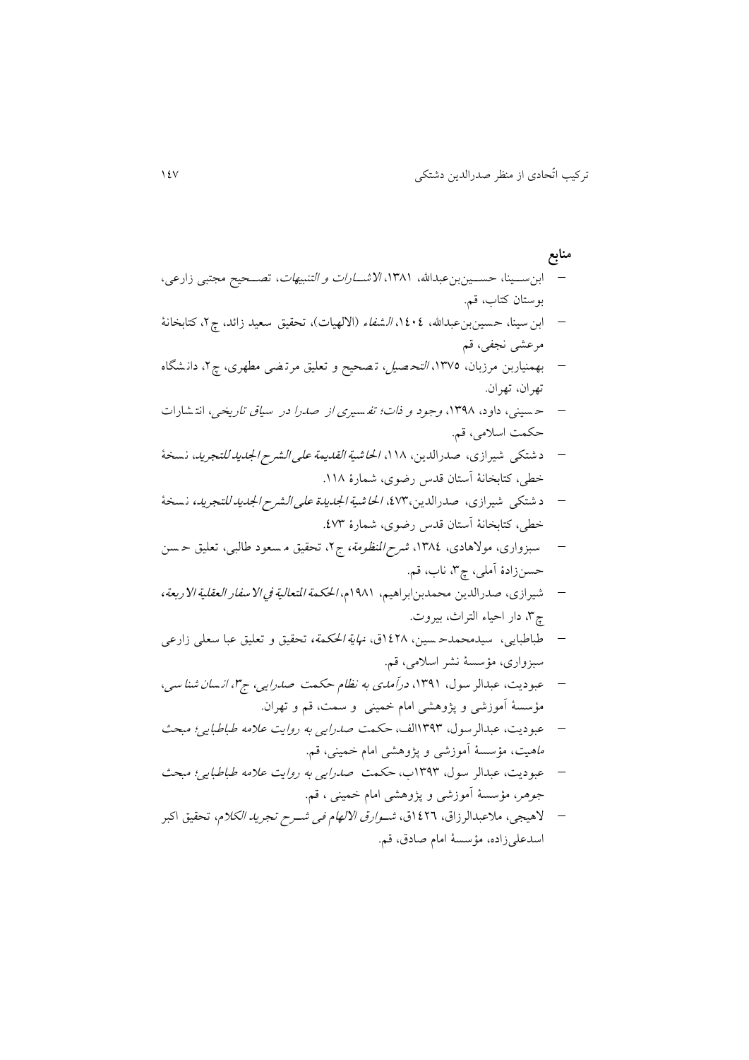## منابع

- ابن‌سینا، حسین‌بن‌عبدالله، ۱۳۸۱، *الاشارات و التنبیهات*، تصحیح مجتبی زارعی، بوستان کتاب، قم.
- ابن سینا، حسین‌بن‌عبدالله، ۱٤۰٤، *الشفاء* (الالهیات)، تحقیق سعید زائد، چ۲، کتابخانهٔ مرعشی نجفی، قم
- بهمنیاربن مرزبان، ۱۳۷۵، *التحصیل*، تصحیح و تعلیق مرتضی مطهری، چ۲، دانشگاه تهران، تهران.
- حسینی، داود، ۱۳۹۸، *وجود و ذات؛ تفسیری از صدرا در سیاق تاریخی*، انتشارات حکمت اسلامی، قم.
- دشتکی شیرازی، صدرالدین، ۱۱۸، *الحاشیة القدیمة علی الشرح الجدید للتجرید*، نسخهٔ خطی، کتابخانهٔ آستان قدس رضوی، شمارهٔ ۱۱۸.
- دشتکی شیرازی، صدرالدین،٤۷۳، *الحاشیة الجدیدة علی الشرح الجدید للتجرید*، نسخهٔ خطی، کتابخانهٔ آستان قدس رضوی، شمارهٔ ٤۷۳.
- سبزواری، مولاهادی، ۱۳۸٤، *شرح المنظومة*، ج۲، تحقیق مسعود طالبی، تعلیق حسن حسن‌زادهٔ آملی، چ۳، ناب، قم.
- شیرازی، صدرالدین محمدبن‌ابراهیم، ۱۹۸۱م، *الحکمة المتعالیة في الاسفار العقلیة الاربعة*، چ۳، دار احیاء التراث، بیروت.
- طباطبایی، سیدمحمدحسین، ۱٤۲۸ق، *نهایة الحکمة*، تحقیق و تعلیق عبا سعلی زارعی سبزواری، مؤسسهٔ نشر اسلامی، قم.
- عبودیت، عبدالرسول، ۱۳۹۱، *درآمدی به نظام حکمت صدرایی، ج۳، انسان‌شناسی*، مؤسسهٔ آموزشی و پژوهشی امام خمینی و سمت، قم و تهران.
- عبودیت، عبدالرسول، ۱۳۹۳الف، حکمت *صدرایی به روایت علامه طباطبایی؛ مبحث ماهیت*، مؤسسهٔ آموزشی و پژوهشی امام خمینی، قم.
- عبودیت، عبدالرسول، ۱۳۹۳ب، حکمت *صدرایی به روایت علامه طباطبایی؛ مبحث* جوهر، مؤسسهٔ آموزشی و پژوهشی امام خمینی ، قم.
- لاهیجی، ملاعبدالرزاق، ۱٤۲٦ق، *شوارق الالهام فی شرح تجرید الکلام*، تحقیق اکبر اسدعلی‌زاده، مؤسسهٔ امام صادق، قم.